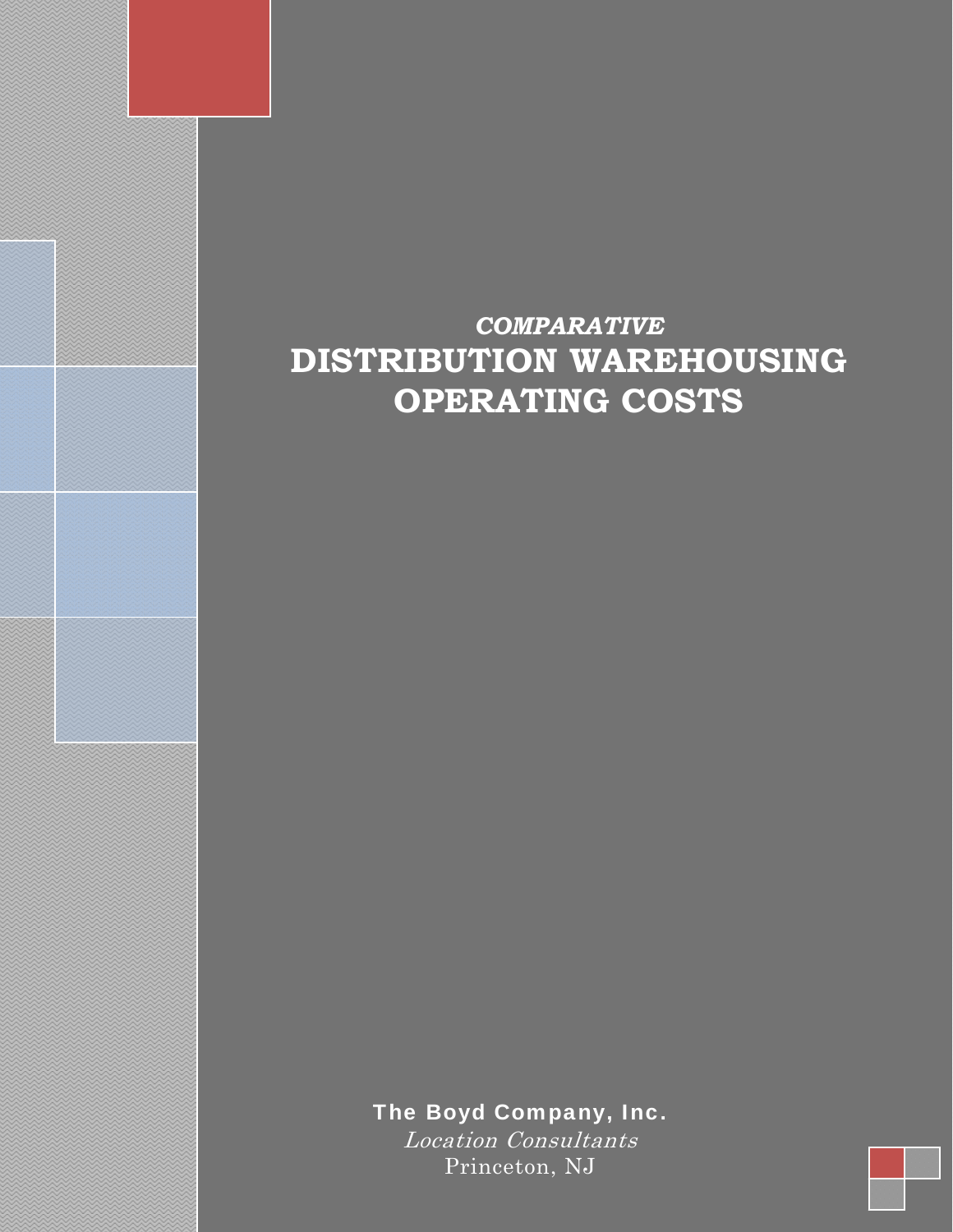*COMPARATIVE*

# DISTRIBUTION WAREHOUSING OPERATING COSTS

**The Boyd Company, Inc.**

*Location Consultants*

Princeton, NJ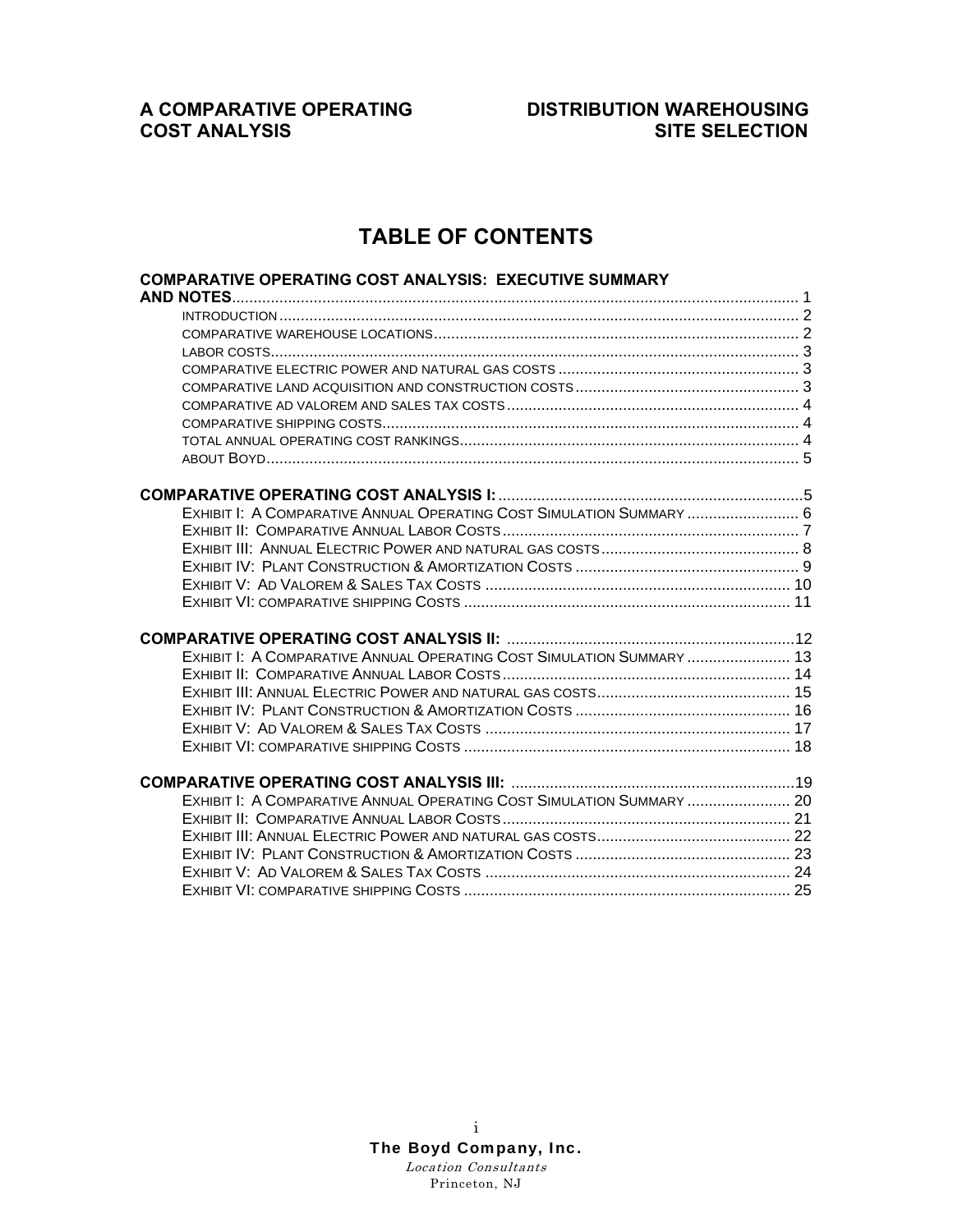**A COMPARATIVE OPERATING COST ANALYSIS** | **DISTRIBUTION WAREHOUSING SITE SELECTION**

# TABLE OF CONTENTS

**COMPARATIVE OPERATING COST ANALYSIS: EXECUTIVE SUMMARY AND NOTES** .......... 1

- INTRODUCTION .......... 2
- COMPARATIVE WAREHOUSE LOCATIONS .......... 2
- LABOR COSTS .......... 3
- COMPARATIVE ELECTRIC POWER AND NATURAL GAS COSTS .......... 3
- COMPARATIVE LAND ACQUISITION AND CONSTRUCTION COSTS .......... 3
- COMPARATIVE AD VALOREM AND SALES TAX COSTS .......... 4
- COMPARATIVE SHIPPING COSTS .......... 4
- TOTAL ANNUAL OPERATING COST RANKINGS .......... 4
- ABOUT BOYD .......... 5

**COMPARATIVE OPERATING COST ANALYSIS I:** .......... 5

- EXHIBIT I: A COMPARATIVE ANNUAL OPERATING COST SIMULATION SUMMARY .......... 6
- EXHIBIT II: COMPARATIVE ANNUAL LABOR COSTS .......... 7
- EXHIBIT III: ANNUAL ELECTRIC POWER AND NATURAL GAS COSTS .......... 8
- EXHIBIT IV: PLANT CONSTRUCTION & AMORTIZATION COSTS .......... 9
- EXHIBIT V: AD VALOREM & SALES TAX COSTS .......... 10
- EXHIBIT VI: COMPARATIVE SHIPPING COSTS .......... 11

**COMPARATIVE OPERATING COST ANALYSIS II:** .......... 12

- EXHIBIT I: A COMPARATIVE ANNUAL OPERATING COST SIMULATION SUMMARY .......... 13
- EXHIBIT II: COMPARATIVE ANNUAL LABOR COSTS .......... 14
- EXHIBIT III: ANNUAL ELECTRIC POWER AND NATURAL GAS COSTS .......... 15
- EXHIBIT IV: PLANT CONSTRUCTION & AMORTIZATION COSTS .......... 16
- EXHIBIT V: AD VALOREM & SALES TAX COSTS .......... 17
- EXHIBIT VI: COMPARATIVE SHIPPING COSTS .......... 18

**COMPARATIVE OPERATING COST ANALYSIS III:** .......... 19

- EXHIBIT I: A COMPARATIVE ANNUAL OPERATING COST SIMULATION SUMMARY .......... 20
- EXHIBIT II: COMPARATIVE ANNUAL LABOR COSTS .......... 21
- EXHIBIT III: ANNUAL ELECTRIC POWER AND NATURAL GAS COSTS .......... 22
- EXHIBIT IV: PLANT CONSTRUCTION & AMORTIZATION COSTS .......... 23
- EXHIBIT V: AD VALOREM & SALES TAX COSTS .......... 24
- EXHIBIT VI: COMPARATIVE SHIPPING COSTS .......... 25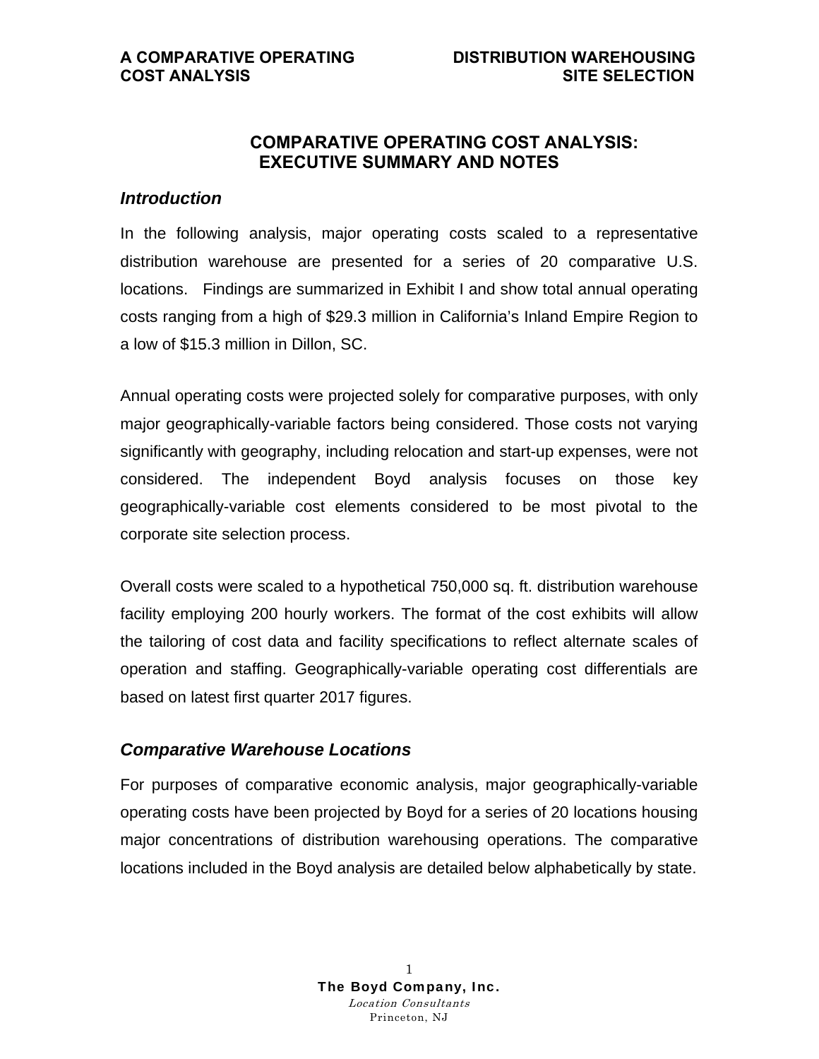## COMPARATIVE OPERATING COST ANALYSIS: EXECUTIVE SUMMARY AND NOTES

### *Introduction*

In the following analysis, major operating costs scaled to a representative distribution warehouse are presented for a series of 20 comparative U.S. locations. Findings are summarized in Exhibit I and show total annual operating costs ranging from a high of $29.3 million in California's Inland Empire Region to a low of $15.3 million in Dillon, SC.

Annual operating costs were projected solely for comparative purposes, with only major geographically-variable factors being considered. Those costs not varying significantly with geography, including relocation and start-up expenses, were not considered. The independent Boyd analysis focuses on those key geographically-variable cost elements considered to be most pivotal to the corporate site selection process.

Overall costs were scaled to a hypothetical 750,000 sq. ft. distribution warehouse facility employing 200 hourly workers. The format of the cost exhibits will allow the tailoring of cost data and facility specifications to reflect alternate scales of operation and staffing. Geographically-variable operating cost differentials are based on latest first quarter 2017 figures.

### *Comparative Warehouse Locations*

For purposes of comparative economic analysis, major geographically-variable operating costs have been projected by Boyd for a series of 20 locations housing major concentrations of distribution warehousing operations. The comparative locations included in the Boyd analysis are detailed below alphabetically by state.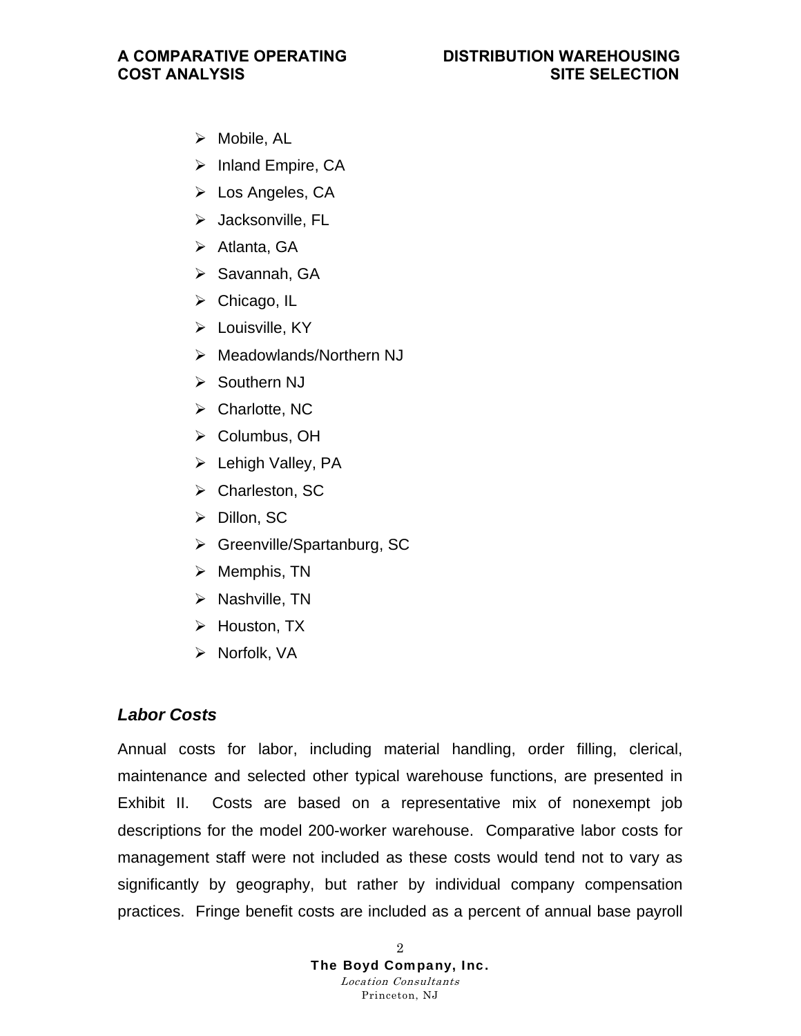- Mobile, AL
- Inland Empire, CA
- Los Angeles, CA
- Jacksonville, FL
- Atlanta, GA
- Savannah, GA
- Chicago, IL
- Louisville, KY
- Meadowlands/Northern NJ
- Southern NJ
- Charlotte, NC
- Columbus, OH
- Lehigh Valley, PA
- Charleston, SC
- Dillon, SC
- Greenville/Spartanburg, SC
- Memphis, TN
- Nashville, TN
- Houston, TX
- Norfolk, VA

### *Labor Costs*

Annual costs for labor, including material handling, order filling, clerical, maintenance and selected other typical warehouse functions, are presented in Exhibit II. Costs are based on a representative mix of nonexempt job descriptions for the model 200-worker warehouse. Comparative labor costs for management staff were not included as these costs would tend not to vary as significantly by geography, but rather by individual company compensation practices. Fringe benefit costs are included as a percent of annual base payroll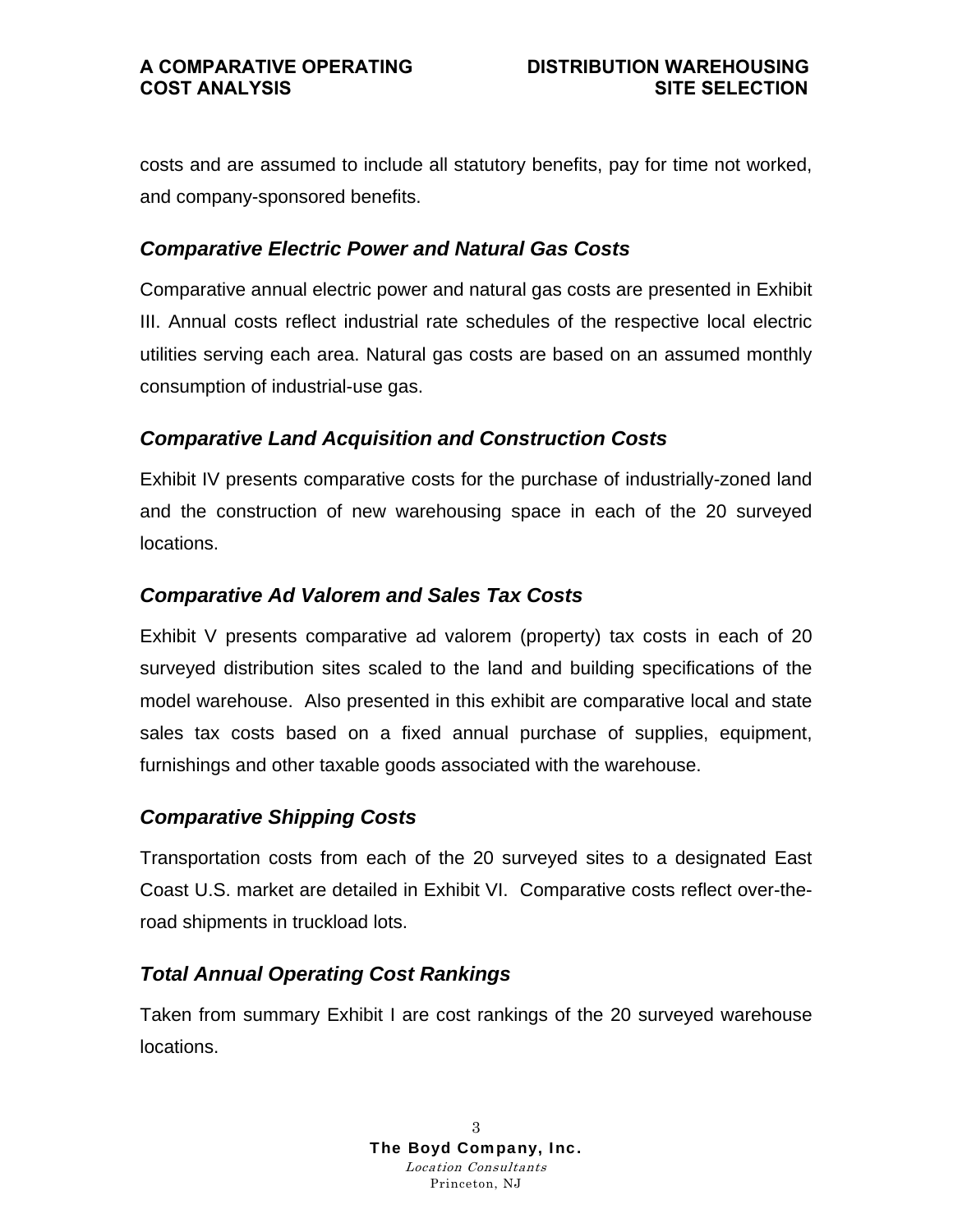costs and are assumed to include all statutory benefits, pay for time not worked, and company-sponsored benefits.

### *Comparative Electric Power and Natural Gas Costs*

Comparative annual electric power and natural gas costs are presented in Exhibit III. Annual costs reflect industrial rate schedules of the respective local electric utilities serving each area. Natural gas costs are based on an assumed monthly consumption of industrial-use gas.

### *Comparative Land Acquisition and Construction Costs*

Exhibit IV presents comparative costs for the purchase of industrially-zoned land and the construction of new warehousing space in each of the 20 surveyed locations.

### *Comparative Ad Valorem and Sales Tax Costs*

Exhibit V presents comparative ad valorem (property) tax costs in each of 20 surveyed distribution sites scaled to the land and building specifications of the model warehouse. Also presented in this exhibit are comparative local and state sales tax costs based on a fixed annual purchase of supplies, equipment, furnishings and other taxable goods associated with the warehouse.

### *Comparative Shipping Costs*

Transportation costs from each of the 20 surveyed sites to a designated East Coast U.S. market are detailed in Exhibit VI. Comparative costs reflect over-the-road shipments in truckload lots.

### *Total Annual Operating Cost Rankings*

Taken from summary Exhibit I are cost rankings of the 20 surveyed warehouse locations.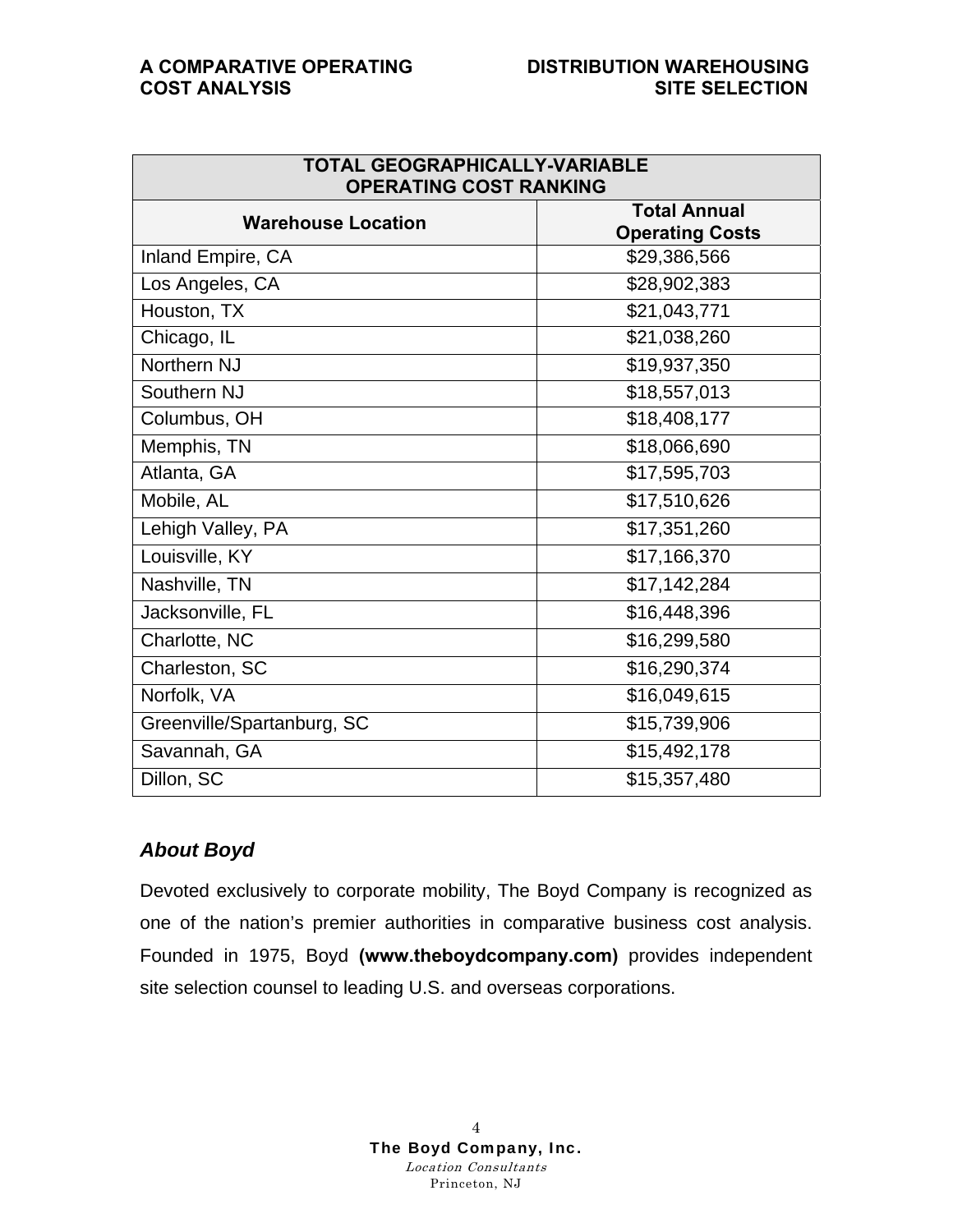| TOTAL GEOGRAPHICALLY-VARIABLE OPERATING COST RANKING | |
|---|---|
| **Warehouse Location** | **Total Annual Operating Costs** |
| Inland Empire, CA | $29,386,566 |
| Los Angeles, CA | $28,902,383 |
| Houston, TX | $21,043,771 |
| Chicago, IL | $21,038,260 |
| Northern NJ | $19,937,350 |
| Southern NJ | $18,557,013 |
| Columbus, OH | $18,408,177 |
| Memphis, TN | $18,066,690 |
| Atlanta, GA | $17,595,703 |
| Mobile, AL | $17,510,626 |
| Lehigh Valley, PA | $17,351,260 |
| Louisville, KY | $17,166,370 |
| Nashville, TN | $17,142,284 |
| Jacksonville, FL | $16,448,396 |
| Charlotte, NC | $16,299,580 |
| Charleston, SC | $16,290,374 |
| Norfolk, VA | $16,049,615 |
| Greenville/Spartanburg, SC | $15,739,906 |
| Savannah, GA | $15,492,178 |
| Dillon, SC | $15,357,480 |

### *About Boyd*

Devoted exclusively to corporate mobility, The Boyd Company is recognized as one of the nation's premier authorities in comparative business cost analysis. Founded in 1975, Boyd **(www.theboydcompany.com)** provides independent site selection counsel to leading U.S. and overseas corporations.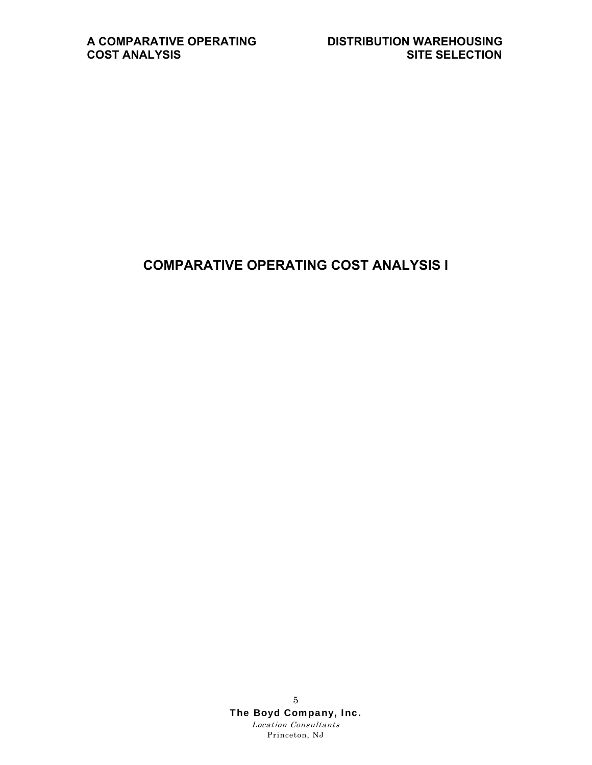# COMPARATIVE OPERATING COST ANALYSIS I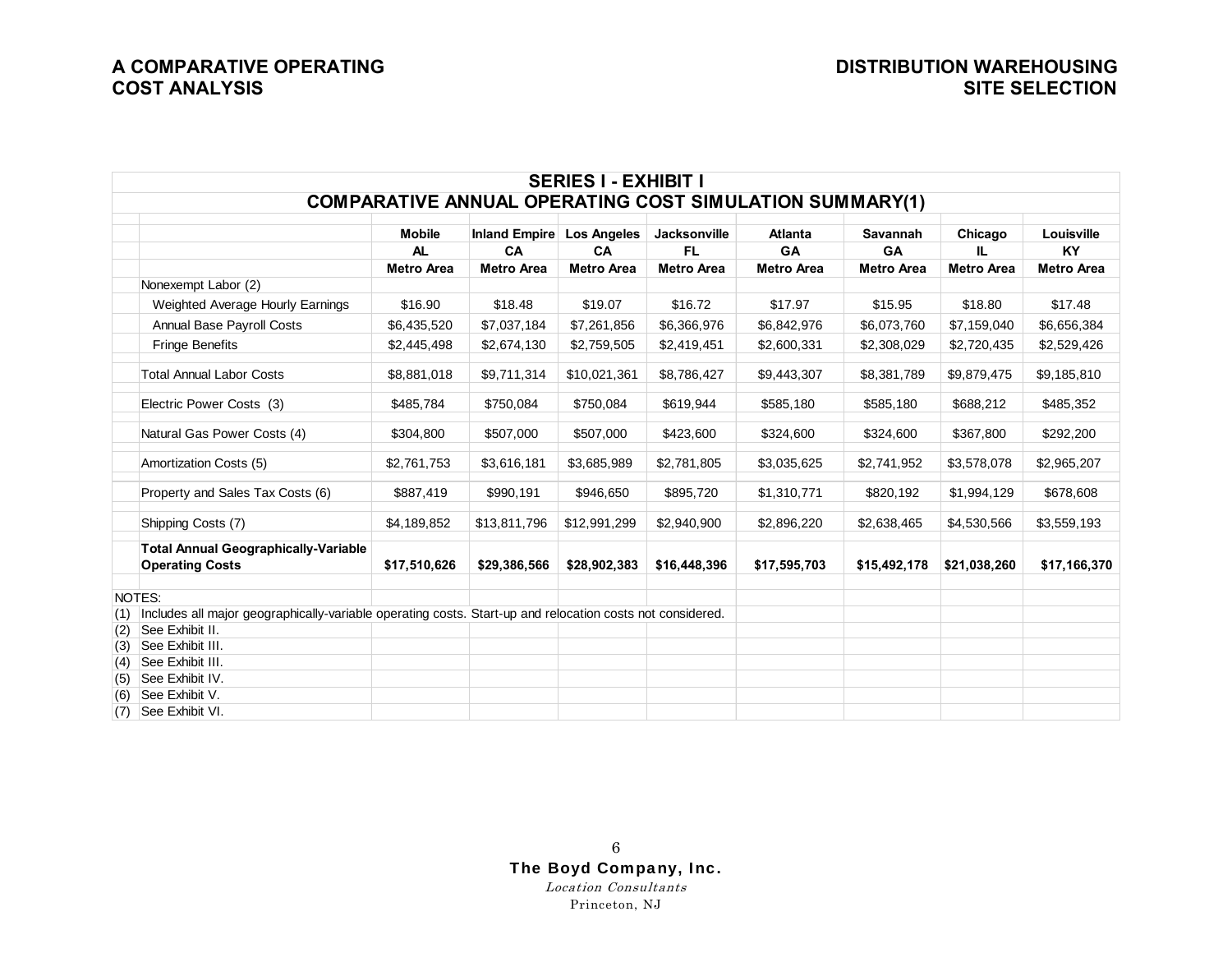## SERIES I - EXHIBIT I

## COMPARATIVE ANNUAL OPERATING COST SIMULATION SUMMARY(1)

| | Mobile AL Metro Area | Inland Empire CA Metro Area | Los Angeles CA Metro Area | Jacksonville FL Metro Area | Atlanta GA Metro Area | Savannah GA Metro Area | Chicago IL Metro Area | Louisville KY Metro Area |
|---|---|---|---|---|---|---|---|---|
| Nonexempt Labor (2) | | | | | | | | |
| Weighted Average Hourly Earnings | $16.90 | $18.48 | $19.07 | $16.72 | $17.97 | $15.95 | $18.80 | $17.48 |
| Annual Base Payroll Costs | $6,435,520 | $7,037,184 | $7,261,856 | $6,366,976 | $6,842,976 | $6,073,760 | $7,159,040 | $6,656,384 |
| Fringe Benefits | $2,445,498 | $2,674,130 | $2,759,505 | $2,419,451 | $2,600,331 | $2,308,029 | $2,720,435 | $2,529,426 |
| Total Annual Labor Costs | $8,881,018 | $9,711,314 | $10,021,361 | $8,786,427 | $9,443,307 | $8,381,789 | $9,879,475 | $9,185,810 |
| Electric Power Costs (3) | $485,784 | $750,084 | $750,084 | $619,944 | $585,180 | $585,180 | $688,212 | $485,352 |
| Natural Gas Power Costs (4) | $304,800 | $507,000 | $507,000 | $423,600 | $324,600 | $324,600 | $367,800 | $292,200 |
| Amortization Costs (5) | $2,761,753 | $3,616,181 | $3,685,989 | $2,781,805 | $3,035,625 | $2,741,952 | $3,578,078 | $2,965,207 |
| Property and Sales Tax Costs (6) | $887,419 | $990,191 | $946,650 | $895,720 | $1,310,771 | $820,192 | $1,994,129 | $678,608 |
| Shipping Costs (7) | $4,189,852 | $13,811,796 | $12,991,299 | $2,940,900 | $2,896,220 | $2,638,465 | $4,530,566 | $3,559,193 |
| **Total Annual Geographically-Variable Operating Costs** | **$17,510,626** | **$29,386,566** | **$28,902,383** | **$16,448,396** | **$17,595,703** | **$15,492,178** | **$21,038,260** | **$17,166,370** |

NOTES:

(1) Includes all major geographically-variable operating costs. Start-up and relocation costs not considered.
(2) See Exhibit II.
(3) See Exhibit III.
(4) See Exhibit III.
(5) See Exhibit IV.
(6) See Exhibit V.
(7) See Exhibit VI.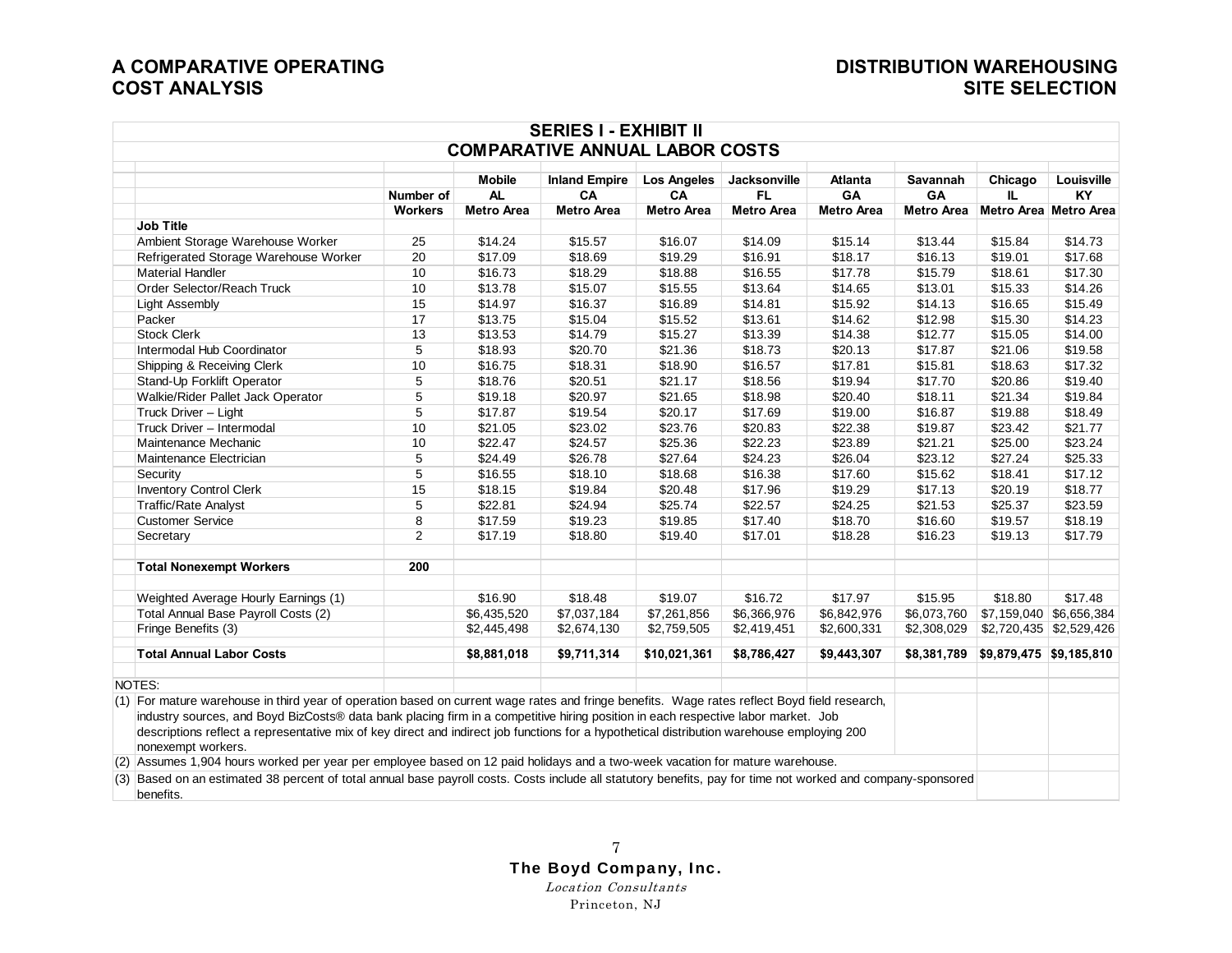# SERIES I - EXHIBIT II

## COMPARATIVE ANNUAL LABOR COSTS

| | Number of Workers | Mobile AL Metro Area | Inland Empire CA Metro Area | Los Angeles CA Metro Area | Jacksonville FL Metro Area | Atlanta GA Metro Area | Savannah GA Metro Area | Chicago IL Metro Area | Louisville KY Metro Area |
|---|---|---|---|---|---|---|---|---|---|
| **Job Title** | | | | | | | | | |
| Ambient Storage Warehouse Worker | 25 | $14.24 | $15.57 | $16.07 | $14.09 | $15.14 | $13.44 | $15.84 | $14.73 |
| Refrigerated Storage Warehouse Worker | 20 | $17.09 | $18.69 | $19.29 | $16.91 | $18.17 | $16.13 | $19.01 | $17.68 |
| Material Handler | 10 | $16.73 | $18.29 | $18.88 | $16.55 | $17.78 | $15.79 | $18.61 | $17.30 |
| Order Selector/Reach Truck | 10 | $13.78 | $15.07 | $15.55 | $13.64 | $14.65 | $13.01 | $15.33 | $14.26 |
| Light Assembly | 15 | $14.97 | $16.37 | $16.89 | $14.81 | $15.92 | $14.13 | $16.65 | $15.49 |
| Packer | 17 | $13.75 | $15.04 | $15.52 | $13.61 | $14.62 | $12.98 | $15.30 | $14.23 |
| Stock Clerk | 13 | $13.53 | $14.79 | $15.27 | $13.39 | $14.38 | $12.77 | $15.05 | $14.00 |
| Intermodal Hub Coordinator | 5 | $18.93 | $20.70 | $21.36 | $18.73 | $20.13 | $17.87 | $21.06 | $19.58 |
| Shipping & Receiving Clerk | 10 | $16.75 | $18.31 | $18.90 | $16.57 | $17.81 | $15.81 | $18.63 | $17.32 |
| Stand-Up Forklift Operator | 5 | $18.76 | $20.51 | $21.17 | $18.56 | $19.94 | $17.70 | $20.86 | $19.40 |
| Walkie/Rider Pallet Jack Operator | 5 | $19.18 | $20.97 | $21.65 | $18.98 | $20.40 | $18.11 | $21.34 | $19.84 |
| Truck Driver – Light | 5 | $17.87 | $19.54 | $20.17 | $17.69 | $19.00 | $16.87 | $19.88 | $18.49 |
| Truck Driver – Intermodal | 10 | $21.05 | $23.02 | $23.76 | $20.83 | $22.38 | $19.87 | $23.42 | $21.77 |
| Maintenance Mechanic | 10 | $22.47 | $24.57 | $25.36 | $22.23 | $23.89 | $21.21 | $25.00 | $23.24 |
| Maintenance Electrician | 5 | $24.49 | $26.78 | $27.64 | $24.23 | $26.04 | $23.12 | $27.24 | $25.33 |
| Security | 5 | $16.55 | $18.10 | $18.68 | $16.38 | $17.60 | $15.62 | $18.41 | $17.12 |
| Inventory Control Clerk | 15 | $18.15 | $19.84 | $20.48 | $17.96 | $19.29 | $17.13 | $20.19 | $18.77 |
| Traffic/Rate Analyst | 5 | $22.81 | $24.94 | $25.74 | $22.57 | $24.25 | $21.53 | $25.37 | $23.59 |
| Customer Service | 8 | $17.59 | $19.23 | $19.85 | $17.40 | $18.70 | $16.60 | $19.57 | $18.19 |
| Secretary | 2 | $17.19 | $18.80 | $19.40 | $17.01 | $18.28 | $16.23 | $19.13 | $17.79 |
| **Total Nonexempt Workers** | **200** | | | | | | | | |
| Weighted Average Hourly Earnings (1) | | $16.90 | $18.48 | $19.07 | $16.72 | $17.97 | $15.95 | $18.80 | $17.48 |
| Total Annual Base Payroll Costs (2) | | $6,435,520 | $7,037,184 | $7,261,856 | $6,366,976 | $6,842,976 | $6,073,760 | $7,159,040 | $6,656,384 |
| Fringe Benefits (3) | | $2,445,498 | $2,674,130 | $2,759,505 | $2,419,451 | $2,600,331 | $2,308,029 | $2,720,435 | $2,529,426 |
| **Total Annual Labor Costs** | | **$8,881,018** | **$9,711,314** | **$10,021,361** | **$8,786,427** | **$9,443,307** | **$8,381,789** | **$9,879,475** | **$9,185,810** |

NOTES:

(1) For mature warehouse in third year of operation based on current wage rates and fringe benefits. Wage rates reflect Boyd field research, industry sources, and Boyd BizCosts® data bank placing firm in a competitive hiring position in each respective labor market. Job descriptions reflect a representative mix of key direct and indirect job functions for a hypothetical distribution warehouse employing 200 nonexempt workers.

(2) Assumes 1,904 hours worked per year per employee based on 12 paid holidays and a two-week vacation for mature warehouse.

(3) Based on an estimated 38 percent of total annual base payroll costs. Costs include all statutory benefits, pay for time not worked and company-sponsored benefits.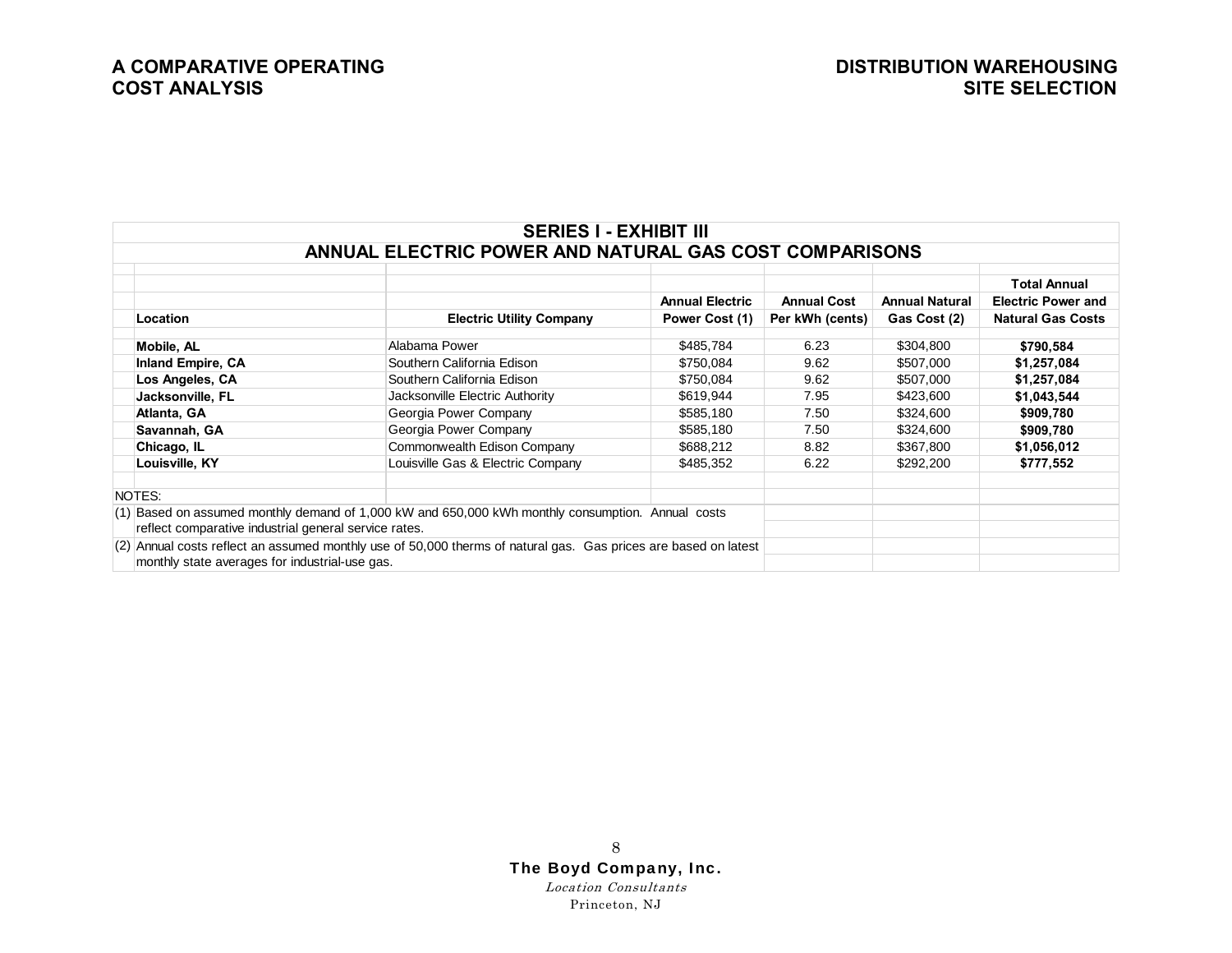## SERIES I - EXHIBIT III

## ANNUAL ELECTRIC POWER AND NATURAL GAS COST COMPARISONS

| Location | Electric Utility Company | Annual Electric Power Cost (1) | Annual Cost Per kWh (cents) | Annual Natural Gas Cost (2) | Total Annual Electric Power and Natural Gas Costs |
|---|---|---|---|---|---|
| **Mobile, AL** | Alabama Power | $485,784 | 6.23 | $304,800 | **$790,584** |
| **Inland Empire, CA** | Southern California Edison | $750,084 | 9.62 | $507,000 | **$1,257,084** |
| **Los Angeles, CA** | Southern California Edison | $750,084 | 9.62 | $507,000 | **$1,257,084** |
| **Jacksonville, FL** | Jacksonville Electric Authority | $619,944 | 7.95 | $423,600 | **$1,043,544** |
| **Atlanta, GA** | Georgia Power Company | $585,180 | 7.50 | $324,600 | **$909,780** |
| **Savannah, GA** | Georgia Power Company | $585,180 | 7.50 | $324,600 | **$909,780** |
| **Chicago, IL** | Commonwealth Edison Company | $688,212 | 8.82 | $367,800 | **$1,056,012** |
| **Louisville, KY** | Louisville Gas & Electric Company | $485,352 | 6.22 | $292,200 | **$777,552** |

NOTES:

(1) Based on assumed monthly demand of 1,000 kW and 650,000 kWh monthly consumption. Annual costs reflect comparative industrial general service rates.

(2) Annual costs reflect an assumed monthly use of 50,000 therms of natural gas. Gas prices are based on latest monthly state averages for industrial-use gas.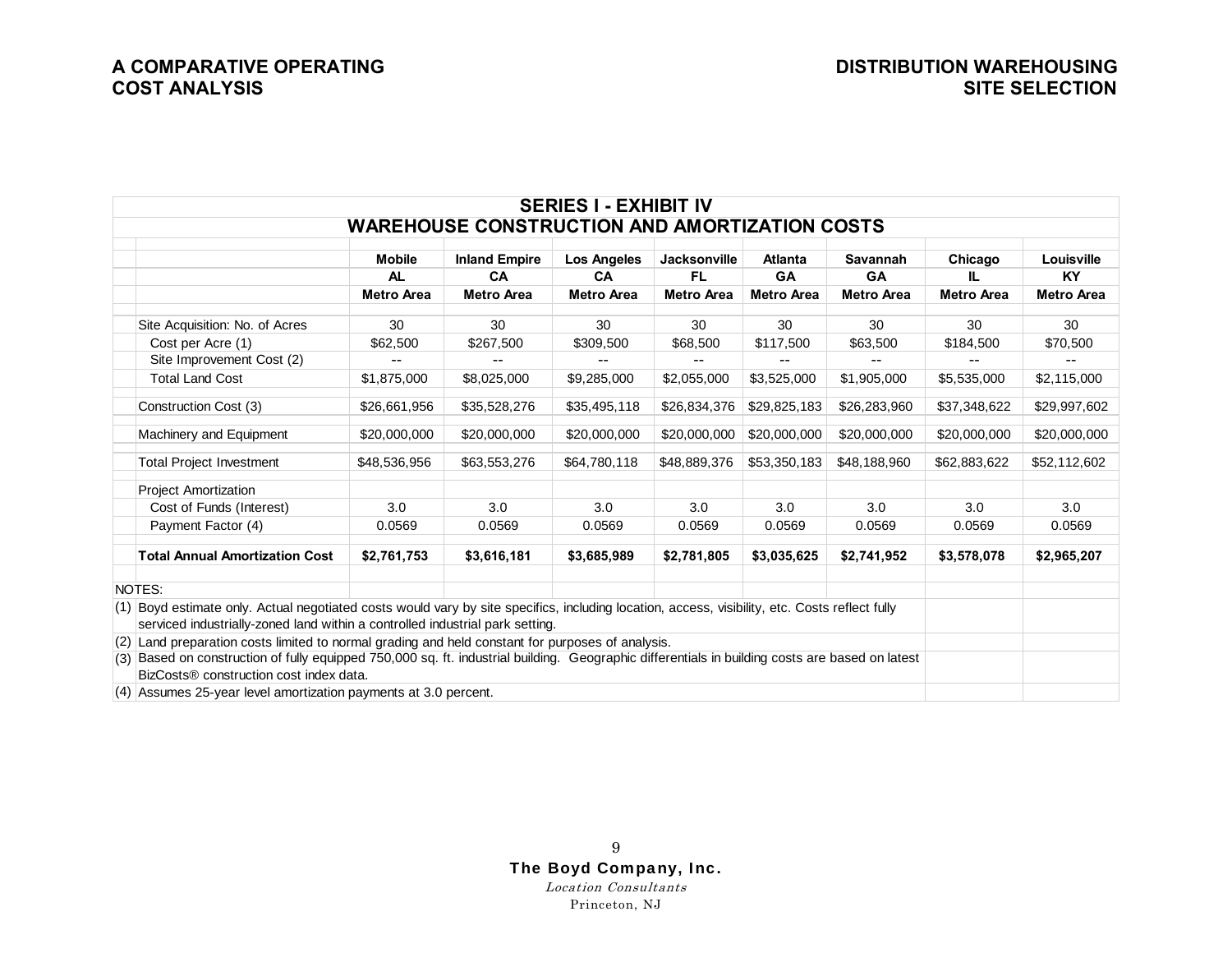## SERIES I - EXHIBIT IV

### WAREHOUSE CONSTRUCTION AND AMORTIZATION COSTS

| | Mobile | Inland Empire | Los Angeles | Jacksonville | Atlanta | Savannah | Chicago | Louisville |
|---|---|---|---|---|---|---|---|---|
| | AL | CA | CA | FL | GA | GA | IL | KY |
| | Metro Area | Metro Area | Metro Area | Metro Area | Metro Area | Metro Area | Metro Area | Metro Area |
| Site Acquisition: No. of Acres | 30 | 30 | 30 | 30 | 30 | 30 | 30 | 30 |
| Cost per Acre (1) | $62,500 | $267,500 | $309,500 | $68,500 | $117,500 | $63,500 | $184,500 | $70,500 |
| Site Improvement Cost (2) | -- | -- | -- | -- | -- | -- | -- | -- |
| Total Land Cost | $1,875,000 | $8,025,000 | $9,285,000 | $2,055,000 | $3,525,000 | $1,905,000 | $5,535,000 | $2,115,000 |
| Construction Cost (3) | $26,661,956 | $35,528,276 | $35,495,118 | $26,834,376 | $29,825,183 | $26,283,960 | $37,348,622 | $29,997,602 |
| Machinery and Equipment | $20,000,000 | $20,000,000 | $20,000,000 | $20,000,000 | $20,000,000 | $20,000,000 | $20,000,000 | $20,000,000 |
| Total Project Investment | $48,536,956 | $63,553,276 | $64,780,118 | $48,889,376 | $53,350,183 | $48,188,960 | $62,883,622 | $52,112,602 |
| Project Amortization | | | | | | | | |
| Cost of Funds (Interest) | 3.0 | 3.0 | 3.0 | 3.0 | 3.0 | 3.0 | 3.0 | 3.0 |
| Payment Factor (4) | 0.0569 | 0.0569 | 0.0569 | 0.0569 | 0.0569 | 0.0569 | 0.0569 | 0.0569 |
| **Total Annual Amortization Cost** | **$2,761,753** | **$3,616,181** | **$3,685,989** | **$2,781,805** | **$3,035,625** | **$2,741,952** | **$3,578,078** | **$2,965,207** |

NOTES:

(1) Boyd estimate only. Actual negotiated costs would vary by site specifics, including location, access, visibility, etc. Costs reflect fully serviced industrially-zoned land within a controlled industrial park setting.

(2) Land preparation costs limited to normal grading and held constant for purposes of analysis.

(3) Based on construction of fully equipped 750,000 sq. ft. industrial building. Geographic differentials in building costs are based on latest BizCosts® construction cost index data.

(4) Assumes 25-year level amortization payments at 3.0 percent.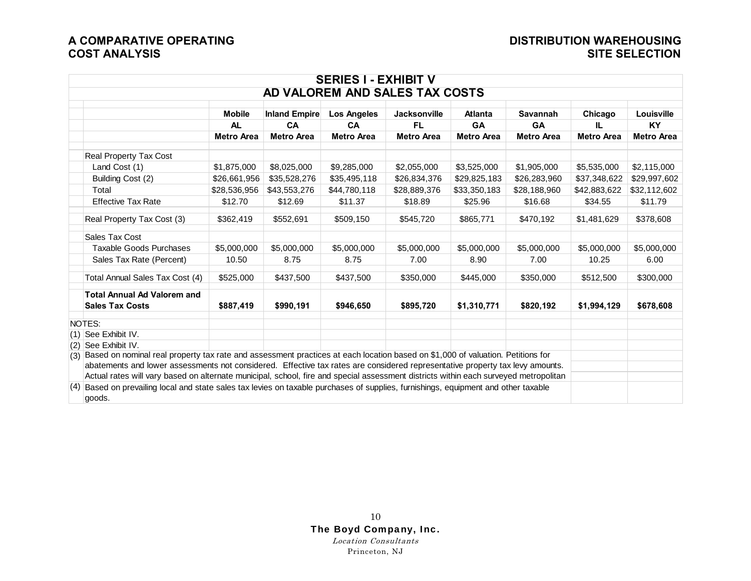## SERIES I - EXHIBIT V
## AD VALOREM AND SALES TAX COSTS

| | Mobile AL Metro Area | Inland Empire CA Metro Area | Los Angeles CA Metro Area | Jacksonville FL Metro Area | Atlanta GA Metro Area | Savannah GA Metro Area | Chicago IL Metro Area | Louisville KY Metro Area |
|---|---|---|---|---|---|---|---|---|
| Real Property Tax Cost | | | | | | | | |
| Land Cost (1) | $1,875,000 | $8,025,000 | $9,285,000 | $2,055,000 | $3,525,000 | $1,905,000 | $5,535,000 | $2,115,000 |
| Building Cost (2) | $26,661,956 | $35,528,276 | $35,495,118 | $26,834,376 | $29,825,183 | $26,283,960 | $37,348,622 | $29,997,602 |
| Total | $28,536,956 | $43,553,276 | $44,780,118 | $28,889,376 | $33,350,183 | $28,188,960 | $42,883,622 | $32,112,602 |
| Effective Tax Rate | $12.70 | $12.69 | $11.37 | $18.89 | $25.96 | $16.68 | $34.55 | $11.79 |
| Real Property Tax Cost (3) | $362,419 | $552,691 | $509,150 | $545,720 | $865,771 | $470,192 | $1,481,629 | $378,608 |
| Sales Tax Cost | | | | | | | | |
| Taxable Goods Purchases | $5,000,000 | $5,000,000 | $5,000,000 | $5,000,000 | $5,000,000 | $5,000,000 | $5,000,000 | $5,000,000 |
| Sales Tax Rate (Percent) | 10.50 | 8.75 | 8.75 | 7.00 | 8.90 | 7.00 | 10.25 | 6.00 |
| Total Annual Sales Tax Cost (4) | $525,000 | $437,500 | $437,500 | $350,000 | $445,000 | $350,000 | $512,500 | $300,000 |
| **Total Annual Ad Valorem and Sales Tax Costs** | **$887,419** | **$990,191** | **$946,650** | **$895,720** | **$1,310,771** | **$820,192** | **$1,994,129** | **$678,608** |

NOTES:

(1) See Exhibit IV.

(2) See Exhibit IV.

(3) Based on nominal real property tax rate and assessment practices at each location based on $1,000 of valuation. Petitions for abatements and lower assessments not considered. Effective tax rates are considered representative property tax levy amounts. Actual rates will vary based on alternate municipal, school, fire and special assessment districts within each surveyed metropolitan

(4) Based on prevailing local and state sales tax levies on taxable purchases of supplies, furnishings, equipment and other taxable goods.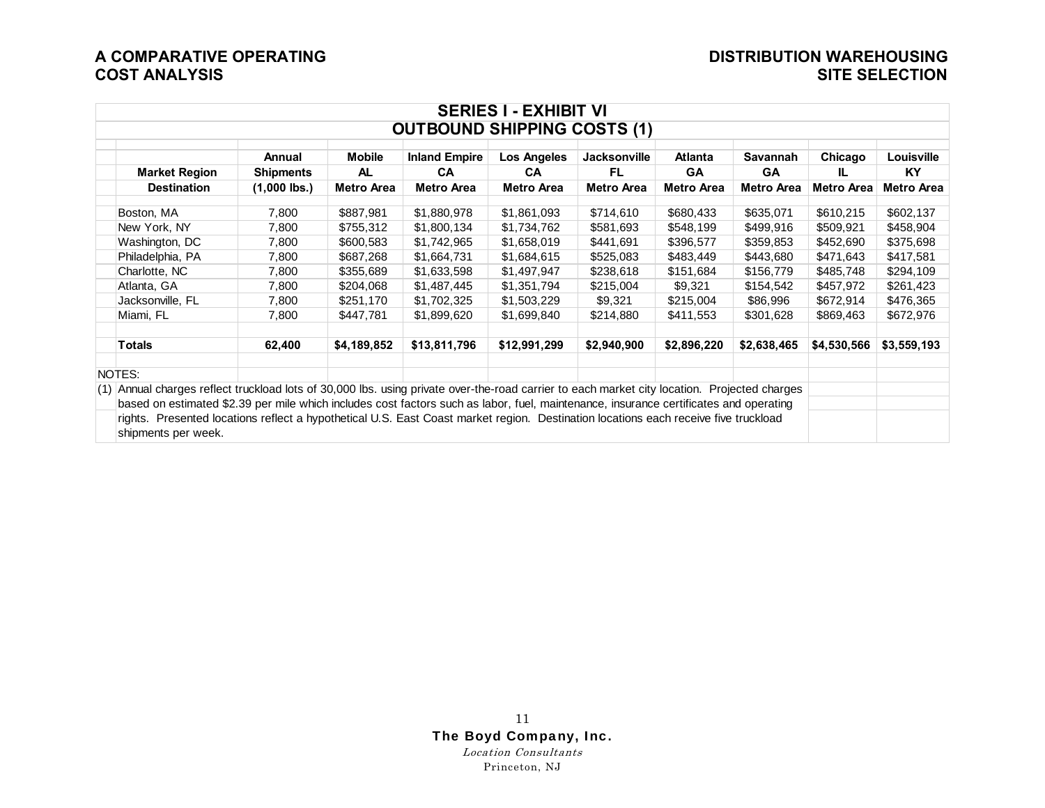## SERIES I - EXHIBIT VI

## OUTBOUND SHIPPING COSTS (1)

| Market Region Destination | Annual Shipments (1,000 lbs.) | Mobile AL Metro Area | Inland Empire CA Metro Area | Los Angeles CA Metro Area | Jacksonville FL Metro Area | Atlanta GA Metro Area | Savannah GA Metro Area | Chicago IL Metro Area | Louisville KY Metro Area |
|---|---|---|---|---|---|---|---|---|---|
| Boston, MA | 7,800 | $887,981 | $1,880,978 | $1,861,093 | $714,610 | $680,433 | $635,071 | $610,215 | $602,137 |
| New York, NY | 7,800 | $755,312 | $1,800,134 | $1,734,762 | $581,693 | $548,199 | $499,916 | $509,921 | $458,904 |
| Washington, DC | 7,800 | $600,583 | $1,742,965 | $1,658,019 | $441,691 | $396,577 | $359,853 | $452,690 | $375,698 |
| Philadelphia, PA | 7,800 | $687,268 | $1,664,731 | $1,684,615 | $525,083 | $483,449 | $443,680 | $471,643 | $417,581 |
| Charlotte, NC | 7,800 | $355,689 | $1,633,598 | $1,497,947 | $238,618 | $151,684 | $156,779 | $485,748 | $294,109 |
| Atlanta, GA | 7,800 | $204,068 | $1,487,445 | $1,351,794 | $215,004 | $9,321 | $154,542 | $457,972 | $261,423 |
| Jacksonville, FL | 7,800 | $251,170 | $1,702,325 | $1,503,229 | $9,321 | $215,004 | $86,996 | $672,914 | $476,365 |
| Miami, FL | 7,800 | $447,781 | $1,899,620 | $1,699,840 | $214,880 | $411,553 | $301,628 | $869,463 | $672,976 |
| **Totals** | **62,400** | **$4,189,852** | **$13,811,796** | **$12,991,299** | **$2,940,900** | **$2,896,220** | **$2,638,465** | **$4,530,566** | **$3,559,193** |

NOTES:

(1) Annual charges reflect truckload lots of 30,000 lbs. using private over-the-road carrier to each market city location. Projected charges based on estimated $2.39 per mile which includes cost factors such as labor, fuel, maintenance, insurance certificates and operating rights. Presented locations reflect a hypothetical U.S. East Coast market region. Destination locations each receive five truckload shipments per week.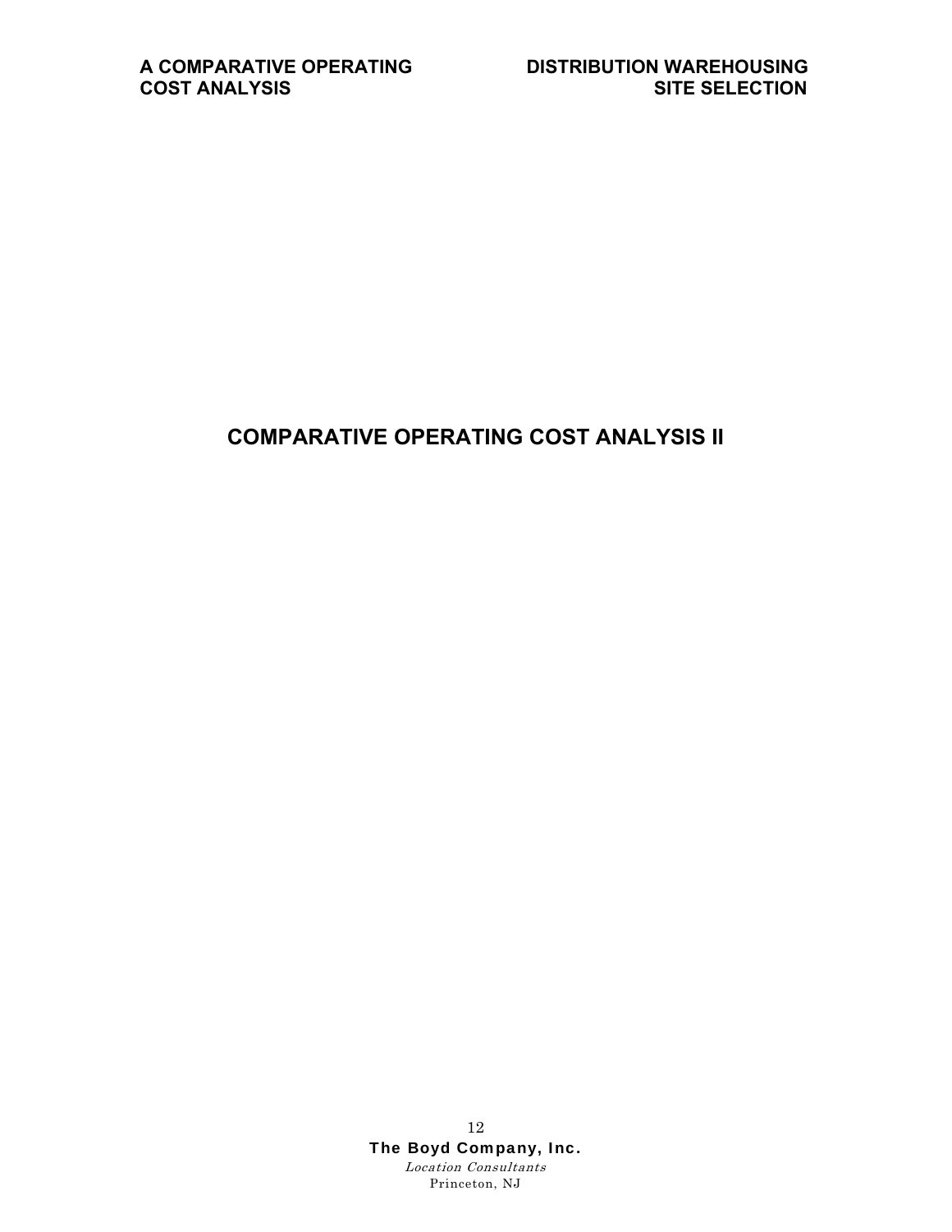# COMPARATIVE OPERATING COST ANALYSIS II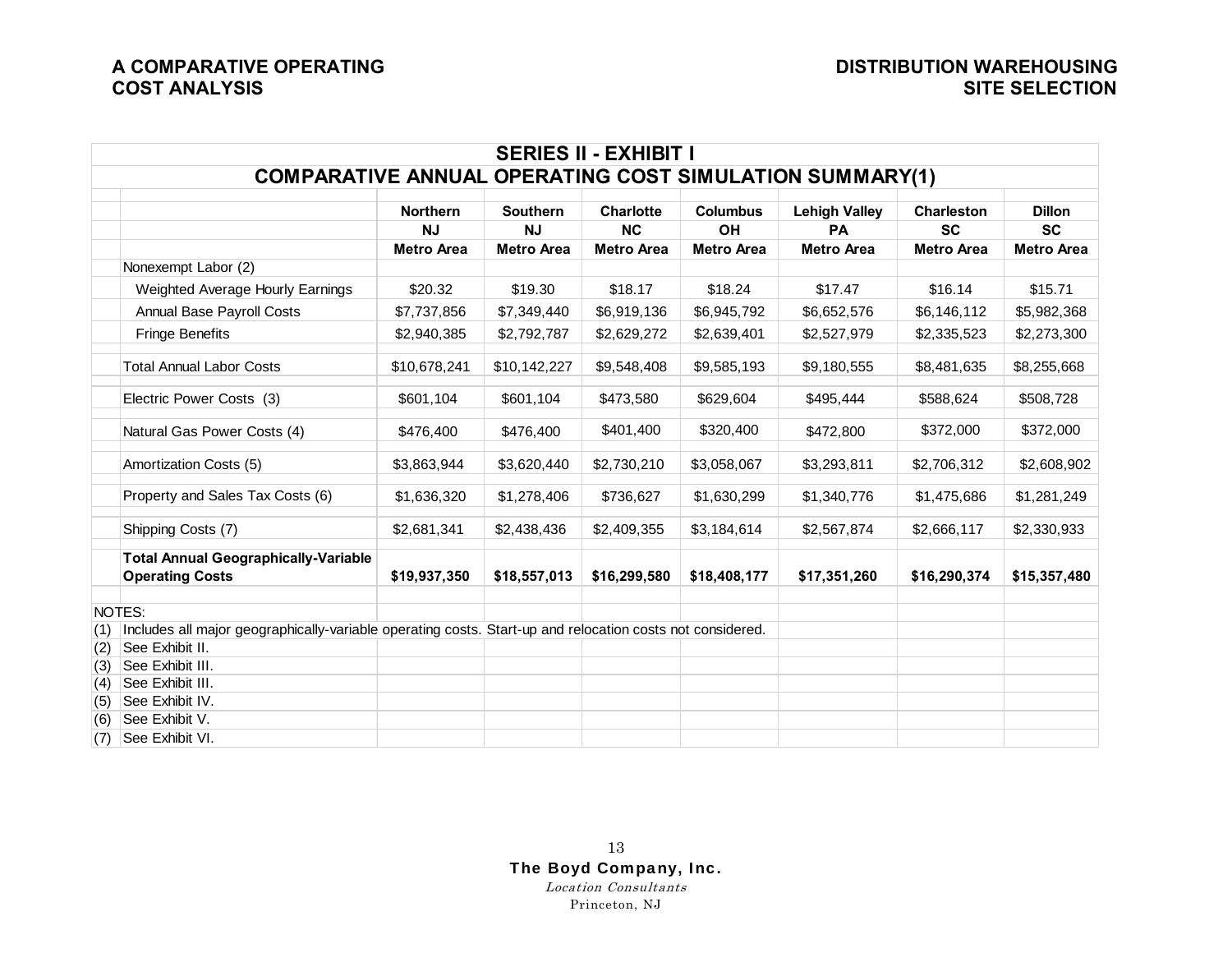## SERIES II - EXHIBIT I

## COMPARATIVE ANNUAL OPERATING COST SIMULATION SUMMARY(1)

| | Northern NJ Metro Area | Southern NJ Metro Area | Charlotte NC Metro Area | Columbus OH Metro Area | Lehigh Valley PA Metro Area | Charleston SC Metro Area | Dillon SC Metro Area |
|---|---|---|---|---|---|---|---|
| Nonexempt Labor (2) | | | | | | | |
| Weighted Average Hourly Earnings | $20.32 | $19.30 | $18.17 | $18.24 | $17.47 | $16.14 | $15.71 |
| Annual Base Payroll Costs | $7,737,856 | $7,349,440 | $6,919,136 | $6,945,792 | $6,652,576 | $6,146,112 | $5,982,368 |
| Fringe Benefits | $2,940,385 | $2,792,787 | $2,629,272 | $2,639,401 | $2,527,979 | $2,335,523 | $2,273,300 |
| Total Annual Labor Costs | $10,678,241 | $10,142,227 | $9,548,408 | $9,585,193 | $9,180,555 | $8,481,635 | $8,255,668 |
| Electric Power Costs (3) | $601,104 | $601,104 | $473,580 | $629,604 | $495,444 | $588,624 | $508,728 |
| Natural Gas Power Costs (4) | $476,400 | $476,400 | $401,400 | $320,400 | $472,800 | $372,000 | $372,000 |
| Amortization Costs (5) | $3,863,944 | $3,620,440 | $2,730,210 | $3,058,067 | $3,293,811 | $2,706,312 | $2,608,902 |
| Property and Sales Tax Costs (6) | $1,636,320 | $1,278,406 | $736,627 | $1,630,299 | $1,340,776 | $1,475,686 | $1,281,249 |
| Shipping Costs (7) | $2,681,341 | $2,438,436 | $2,409,355 | $3,184,614 | $2,567,874 | $2,666,117 | $2,330,933 |
| **Total Annual Geographically-Variable Operating Costs** | **$19,937,350** | **$18,557,013** | **$16,299,580** | **$18,408,177** | **$17,351,260** | **$16,290,374** | **$15,357,480** |

NOTES:

(1) Includes all major geographically-variable operating costs. Start-up and relocation costs not considered.
(2) See Exhibit II.
(3) See Exhibit III.
(4) See Exhibit III.
(5) See Exhibit IV.
(6) See Exhibit V.
(7) See Exhibit VI.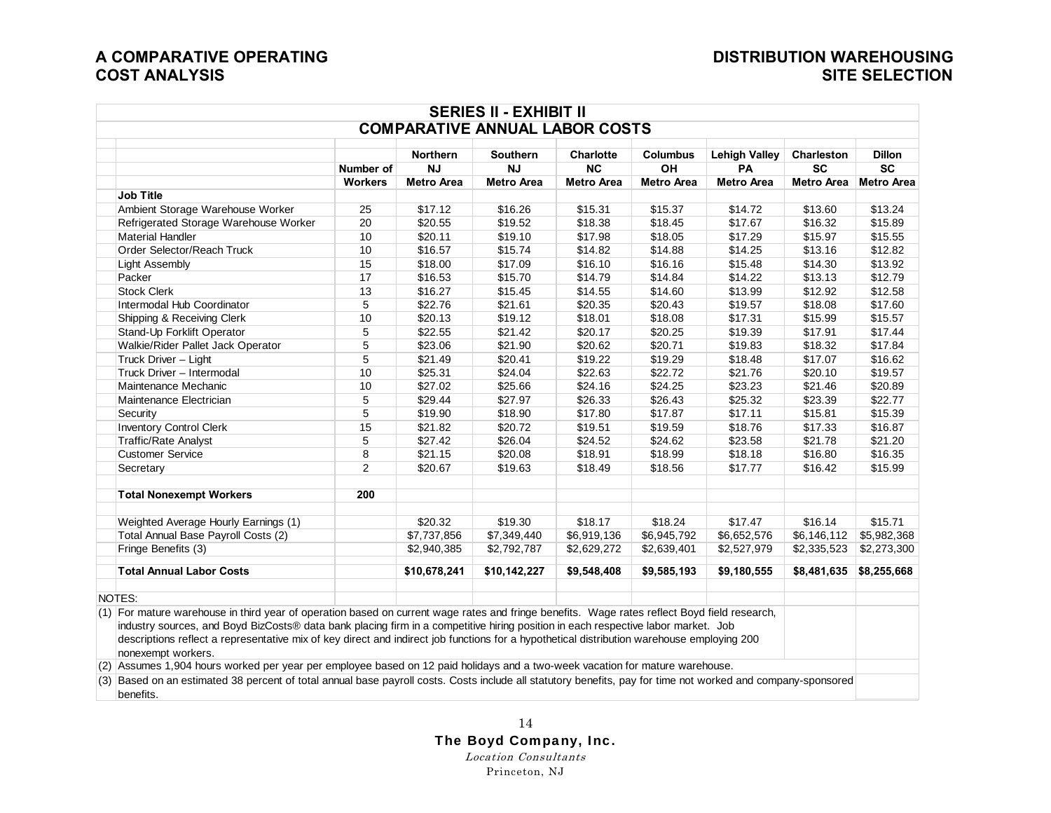## SERIES II - EXHIBIT II

### COMPARATIVE ANNUAL LABOR COSTS

| Job Title | Number of Workers | Northern NJ Metro Area | Southern NJ Metro Area | Charlotte NC Metro Area | Columbus OH Metro Area | Lehigh Valley PA Metro Area | Charleston SC Metro Area | Dillon SC Metro Area |
|---|---|---|---|---|---|---|---|---|
| Ambient Storage Warehouse Worker | 25 | $17.12 | $16.26 | $15.31 | $15.37 | $14.72 | $13.60 | $13.24 |
| Refrigerated Storage Warehouse Worker | 20 | $20.55 | $19.52 | $18.38 | $18.45 | $17.67 | $16.32 | $15.89 |
| Material Handler | 10 | $20.11 | $19.10 | $17.98 | $18.05 | $17.29 | $15.97 | $15.55 |
| Order Selector/Reach Truck | 10 | $16.57 | $15.74 | $14.82 | $14.88 | $14.25 | $13.16 | $12.82 |
| Light Assembly | 15 | $18.00 | $17.09 | $16.10 | $16.16 | $15.48 | $14.30 | $13.92 |
| Packer | 17 | $16.53 | $15.70 | $14.79 | $14.84 | $14.22 | $13.13 | $12.79 |
| Stock Clerk | 13 | $16.27 | $15.45 | $14.55 | $14.60 | $13.99 | $12.92 | $12.58 |
| Intermodal Hub Coordinator | 5 | $22.76 | $21.61 | $20.35 | $20.43 | $19.57 | $18.08 | $17.60 |
| Shipping & Receiving Clerk | 10 | $20.13 | $19.12 | $18.01 | $18.08 | $17.31 | $15.99 | $15.57 |
| Stand-Up Forklift Operator | 5 | $22.55 | $21.42 | $20.17 | $20.25 | $19.39 | $17.91 | $17.44 |
| Walkie/Rider Pallet Jack Operator | 5 | $23.06 | $21.90 | $20.62 | $20.71 | $19.83 | $18.32 | $17.84 |
| Truck Driver – Light | 5 | $21.49 | $20.41 | $19.22 | $19.29 | $18.48 | $17.07 | $16.62 |
| Truck Driver – Intermodal | 10 | $25.31 | $24.04 | $22.63 | $22.72 | $21.76 | $20.10 | $19.57 |
| Maintenance Mechanic | 10 | $27.02 | $25.66 | $24.16 | $24.25 | $23.23 | $21.46 | $20.89 |
| Maintenance Electrician | 5 | $29.44 | $27.97 | $26.33 | $26.43 | $25.32 | $23.39 | $22.77 |
| Security | 5 | $19.90 | $18.90 | $17.80 | $17.87 | $17.11 | $15.81 | $15.39 |
| Inventory Control Clerk | 15 | $21.82 | $20.72 | $19.51 | $19.59 | $18.76 | $17.33 | $16.87 |
| Traffic/Rate Analyst | 5 | $27.42 | $26.04 | $24.52 | $24.62 | $23.58 | $21.78 | $21.20 |
| Customer Service | 8 | $21.15 | $20.08 | $18.91 | $18.99 | $18.18 | $16.80 | $16.35 |
| Secretary | 2 | $20.67 | $19.63 | $18.49 | $18.56 | $17.77 | $16.42 | $15.99 |
| **Total Nonexempt Workers** | **200** | | | | | | | |
| Weighted Average Hourly Earnings (1) | | $20.32 | $19.30 | $18.17 | $18.24 | $17.47 | $16.14 | $15.71 |
| Total Annual Base Payroll Costs (2) | | $7,737,856 | $7,349,440 | $6,919,136 | $6,945,792 | $6,652,576 | $6,146,112 | $5,982,368 |
| Fringe Benefits (3) | | $2,940,385 | $2,792,787 | $2,629,272 | $2,639,401 | $2,527,979 | $2,335,523 | $2,273,300 |
| **Total Annual Labor Costs** | | **$10,678,241** | **$10,142,227** | **$9,548,408** | **$9,585,193** | **$9,180,555** | **$8,481,635** | **$8,255,668** |

NOTES:

(1) For mature warehouse in third year of operation based on current wage rates and fringe benefits. Wage rates reflect Boyd field research, industry sources, and Boyd BizCosts® data bank placing firm in a competitive hiring position in each respective labor market. Job descriptions reflect a representative mix of key direct and indirect job functions for a hypothetical distribution warehouse employing 200 nonexempt workers.

(2) Assumes 1,904 hours worked per year per employee based on 12 paid holidays and a two-week vacation for mature warehouse.

(3) Based on an estimated 38 percent of total annual base payroll costs. Costs include all statutory benefits, pay for time not worked and company-sponsored benefits.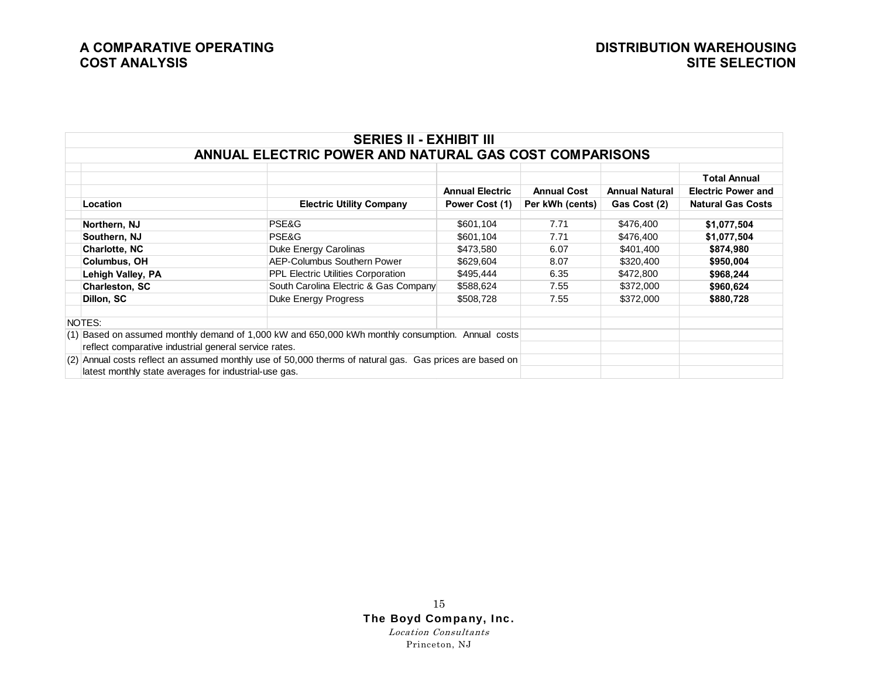## SERIES II - EXHIBIT III

### ANNUAL ELECTRIC POWER AND NATURAL GAS COST COMPARISONS

| Location | Electric Utility Company | Annual Electric Power Cost (1) | Annual Cost Per kWh (cents) | Annual Natural Gas Cost (2) | Total Annual Electric Power and Natural Gas Costs |
|---|---|---|---|---|---|
| **Northern, NJ** | PSE&G | $601,104 | 7.71 | $476,400 | **$1,077,504** |
| **Southern, NJ** | PSE&G | $601,104 | 7.71 | $476,400 | **$1,077,504** |
| **Charlotte, NC** | Duke Energy Carolinas | $473,580 | 6.07 | $401,400 | **$874,980** |
| **Columbus, OH** | AEP-Columbus Southern Power | $629,604 | 8.07 | $320,400 | **$950,004** |
| **Lehigh Valley, PA** | PPL Electric Utilities Corporation | $495,444 | 6.35 | $472,800 | **$968,244** |
| **Charleston, SC** | South Carolina Electric & Gas Company | $588,624 | 7.55 | $372,000 | **$960,624** |
| **Dillon, SC** | Duke Energy Progress | $508,728 | 7.55 | $372,000 | **$880,728** |

NOTES:

(1) Based on assumed monthly demand of 1,000 kW and 650,000 kWh monthly consumption. Annual costs reflect comparative industrial general service rates.

(2) Annual costs reflect an assumed monthly use of 50,000 therms of natural gas. Gas prices are based on latest monthly state averages for industrial-use gas.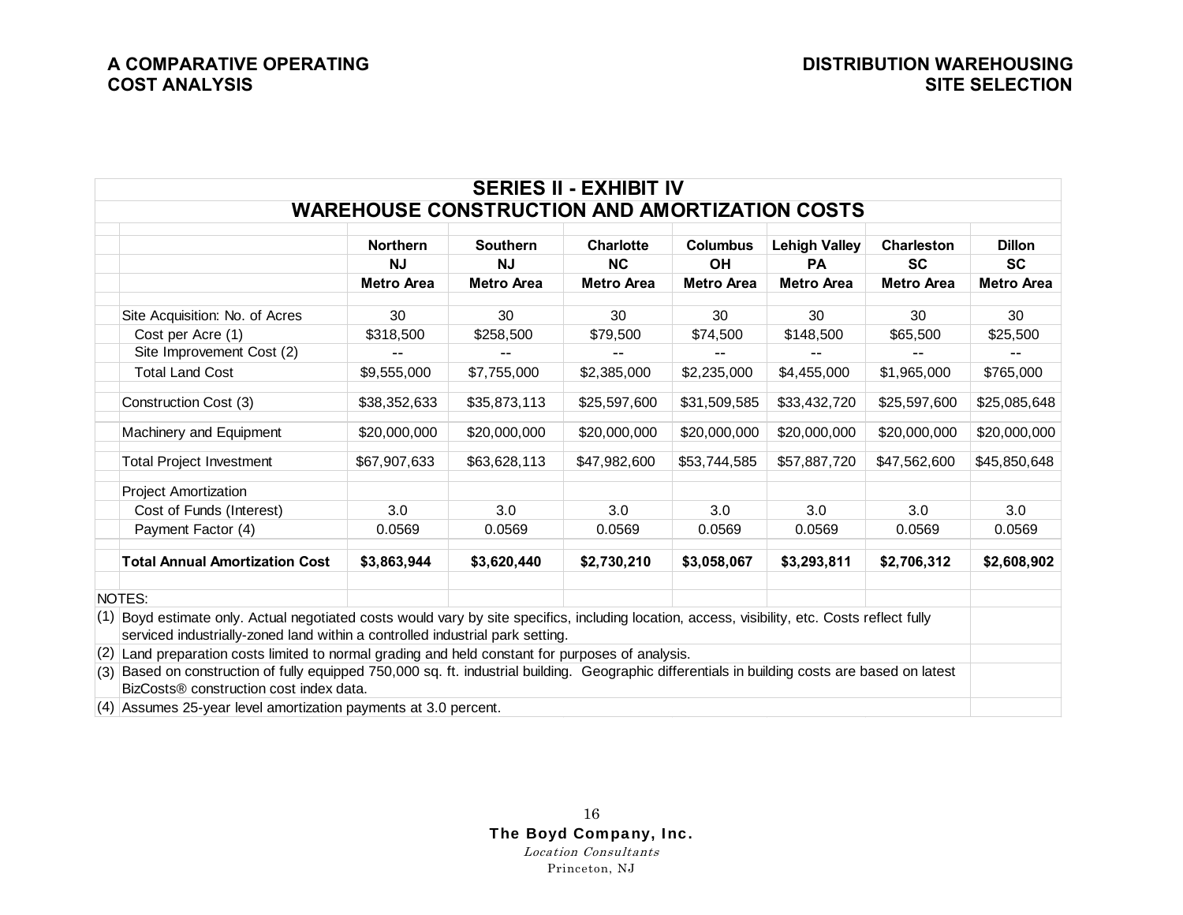## SERIES II - EXHIBIT IV
## WAREHOUSE CONSTRUCTION AND AMORTIZATION COSTS

| | Northern NJ Metro Area | Southern NJ Metro Area | Charlotte NC Metro Area | Columbus OH Metro Area | Lehigh Valley PA Metro Area | Charleston SC Metro Area | Dillon SC Metro Area |
|---|---|---|---|---|---|---|---|
| Site Acquisition: No. of Acres | 30 | 30 | 30 | 30 | 30 | 30 | 30 |
| Cost per Acre (1) | $318,500 | $258,500 | $79,500 | $74,500 | $148,500 | $65,500 | $25,500 |
| Site Improvement Cost (2) | -- | -- | -- | -- | -- | -- | -- |
| Total Land Cost | $9,555,000 | $7,755,000 | $2,385,000 | $2,235,000 | $4,455,000 | $1,965,000 | $765,000 |
| Construction Cost (3) | $38,352,633 | $35,873,113 | $25,597,600 | $31,509,585 | $33,432,720 | $25,597,600 | $25,085,648 |
| Machinery and Equipment | $20,000,000 | $20,000,000 | $20,000,000 | $20,000,000 | $20,000,000 | $20,000,000 | $20,000,000 |
| Total Project Investment | $67,907,633 | $63,628,113 | $47,982,600 | $53,744,585 | $57,887,720 | $47,562,600 | $45,850,648 |
| Project Amortization | | | | | | | |
| Cost of Funds (Interest) | 3.0 | 3.0 | 3.0 | 3.0 | 3.0 | 3.0 | 3.0 |
| Payment Factor (4) | 0.0569 | 0.0569 | 0.0569 | 0.0569 | 0.0569 | 0.0569 | 0.0569 |
| **Total Annual Amortization Cost** | **$3,863,944** | **$3,620,440** | **$2,730,210** | **$3,058,067** | **$3,293,811** | **$2,706,312** | **$2,608,902** |

NOTES:

(1) Boyd estimate only. Actual negotiated costs would vary by site specifics, including location, access, visibility, etc. Costs reflect fully serviced industrially-zoned land within a controlled industrial park setting.

(2) Land preparation costs limited to normal grading and held constant for purposes of analysis.

(3) Based on construction of fully equipped 750,000 sq. ft. industrial building. Geographic differentials in building costs are based on latest BizCosts® construction cost index data.

(4) Assumes 25-year level amortization payments at 3.0 percent.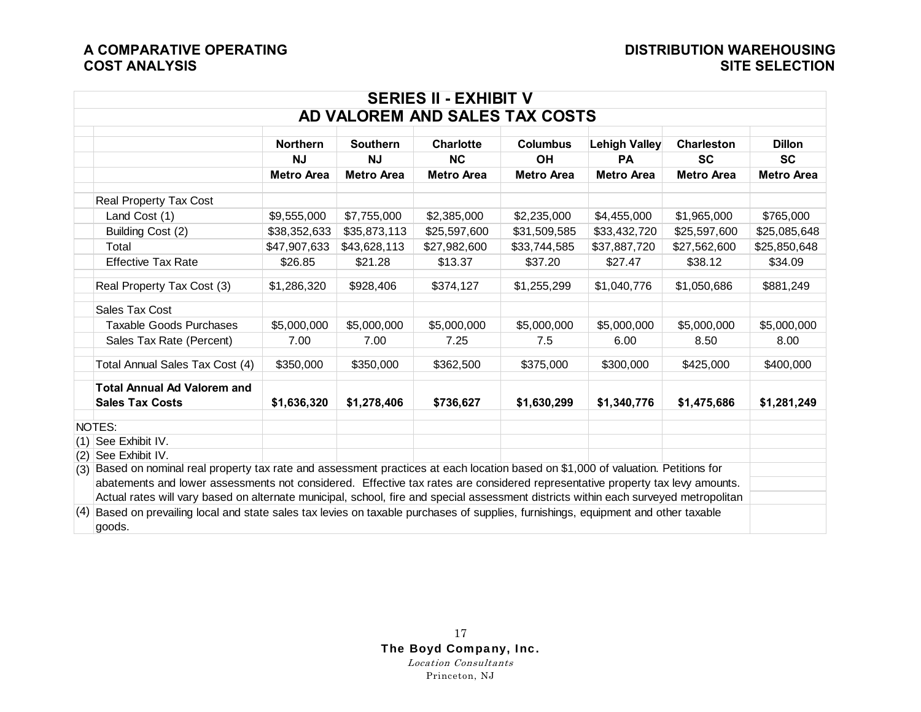## SERIES II - EXHIBIT V
## AD VALOREM AND SALES TAX COSTS

| | Northern NJ Metro Area | Southern NJ Metro Area | Charlotte NC Metro Area | Columbus OH Metro Area | Lehigh Valley PA Metro Area | Charleston SC Metro Area | Dillon SC Metro Area |
|---|---|---|---|---|---|---|---|
| Real Property Tax Cost | | | | | | | |
| Land Cost (1) | $9,555,000 | $7,755,000 | $2,385,000 | $2,235,000 | $4,455,000 | $1,965,000 | $765,000 |
| Building Cost (2) | $38,352,633 | $35,873,113 | $25,597,600 | $31,509,585 | $33,432,720 | $25,597,600 | $25,085,648 |
| Total | $47,907,633 | $43,628,113 | $27,982,600 | $33,744,585 | $37,887,720 | $27,562,600 | $25,850,648 |
| Effective Tax Rate | $26.85 | $21.28 | $13.37 | $37.20 | $27.47 | $38.12 | $34.09 |
| Real Property Tax Cost (3) | $1,286,320 | $928,406 | $374,127 | $1,255,299 | $1,040,776 | $1,050,686 | $881,249 |
| Sales Tax Cost | | | | | | | |
| Taxable Goods Purchases | $5,000,000 | $5,000,000 | $5,000,000 | $5,000,000 | $5,000,000 | $5,000,000 | $5,000,000 |
| Sales Tax Rate (Percent) | 7.00 | 7.00 | 7.25 | 7.5 | 6.00 | 8.50 | 8.00 |
| Total Annual Sales Tax Cost (4) | $350,000 | $350,000 | $362,500 | $375,000 | $300,000 | $425,000 | $400,000 |
| **Total Annual Ad Valorem and Sales Tax Costs** | **$1,636,320** | **$1,278,406** | **$736,627** | **$1,630,299** | **$1,340,776** | **$1,475,686** | **$1,281,249** |

NOTES:

(1) See Exhibit IV.

(2) See Exhibit IV.

(3) Based on nominal real property tax rate and assessment practices at each location based on $1,000 of valuation. Petitions for abatements and lower assessments not considered. Effective tax rates are considered representative property tax levy amounts. Actual rates will vary based on alternate municipal, school, fire and special assessment districts within each surveyed metropolitan

(4) Based on prevailing local and state sales tax levies on taxable purchases of supplies, furnishings, equipment and other taxable goods.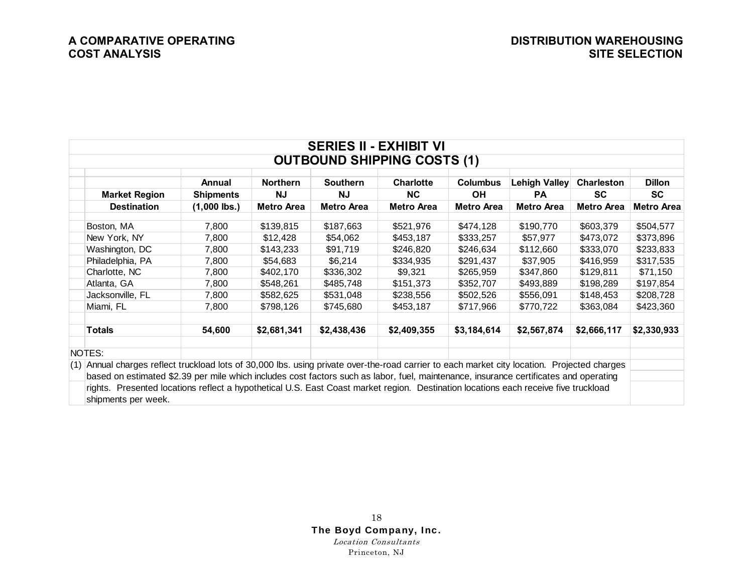## SERIES II - EXHIBIT VI
## OUTBOUND SHIPPING COSTS (1)

| Market Region Destination | Annual Shipments (1,000 lbs.) | Northern NJ Metro Area | Southern NJ Metro Area | Charlotte NC Metro Area | Columbus OH Metro Area | Lehigh Valley PA Metro Area | Charleston SC Metro Area | Dillon SC Metro Area |
|---|---|---|---|---|---|---|---|---|
| Boston, MA | 7,800 | $139,815 | $187,663 | $521,976 | $474,128 | $190,770 | $603,379 | $504,577 |
| New York, NY | 7,800 | $12,428 | $54,062 | $453,187 | $333,257 | $57,977 | $473,072 | $373,896 |
| Washington, DC | 7,800 | $143,233 | $91,719 | $246,820 | $246,634 | $112,660 | $333,070 | $233,833 |
| Philadelphia, PA | 7,800 | $54,683 | $6,214 | $334,935 | $291,437 | $37,905 | $416,959 | $317,535 |
| Charlotte, NC | 7,800 | $402,170 | $336,302 | $9,321 | $265,959 | $347,860 | $129,811 | $71,150 |
| Atlanta, GA | 7,800 | $548,261 | $485,748 | $151,373 | $352,707 | $493,889 | $198,289 | $197,854 |
| Jacksonville, FL | 7,800 | $582,625 | $531,048 | $238,556 | $502,526 | $556,091 | $148,453 | $208,728 |
| Miami, FL | 7,800 | $798,126 | $745,680 | $453,187 | $717,966 | $770,722 | $363,084 | $423,360 |
| **Totals** | **54,600** | **$2,681,341** | **$2,438,436** | **$2,409,355** | **$3,184,614** | **$2,567,874** | **$2,666,117** | **$2,330,933** |

NOTES:

(1) Annual charges reflect truckload lots of 30,000 lbs. using private over-the-road carrier to each market city location. Projected charges based on estimated $2.39 per mile which includes cost factors such as labor, fuel, maintenance, insurance certificates and operating rights. Presented locations reflect a hypothetical U.S. East Coast market region. Destination locations each receive five truckload shipments per week.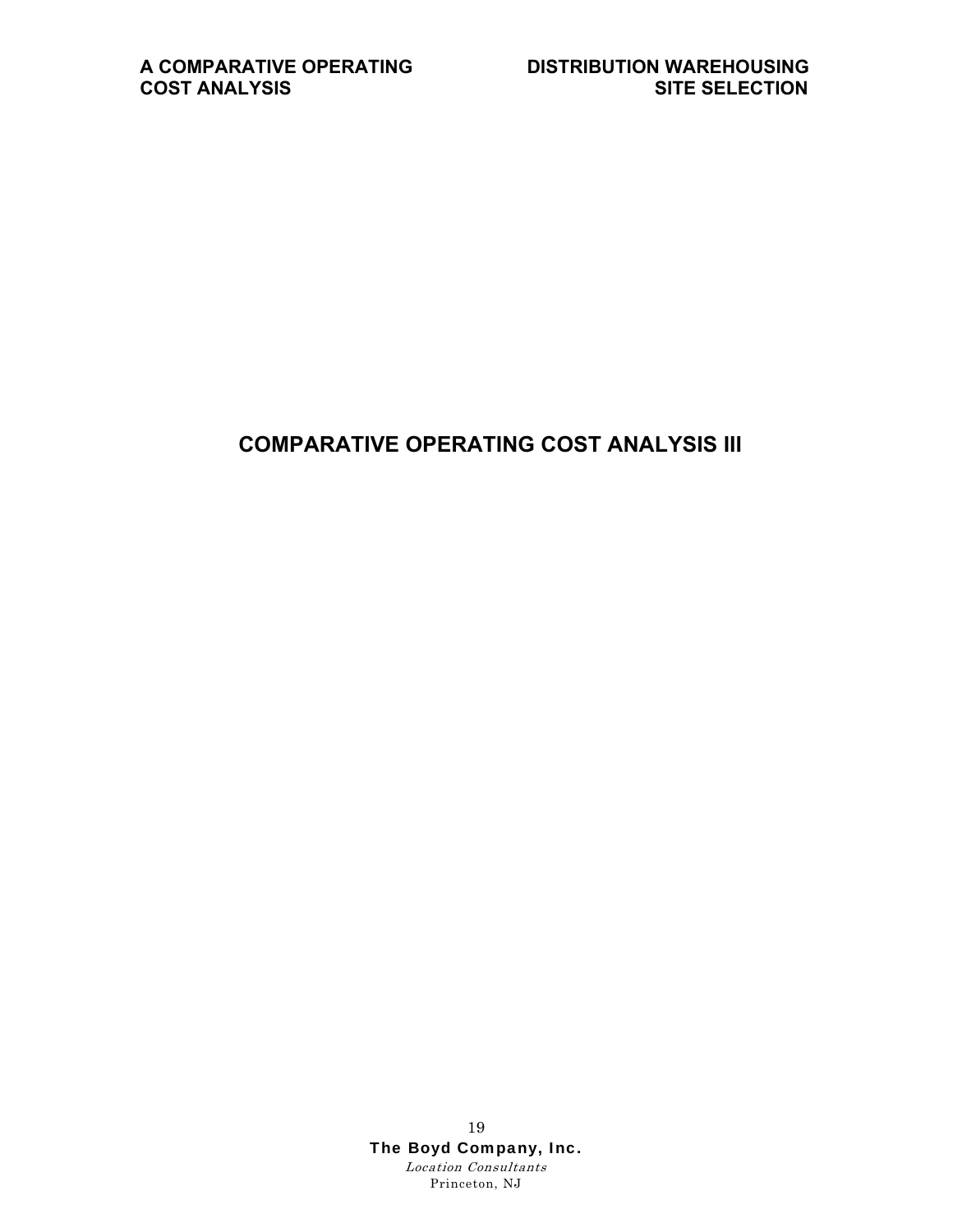# COMPARATIVE OPERATING COST ANALYSIS III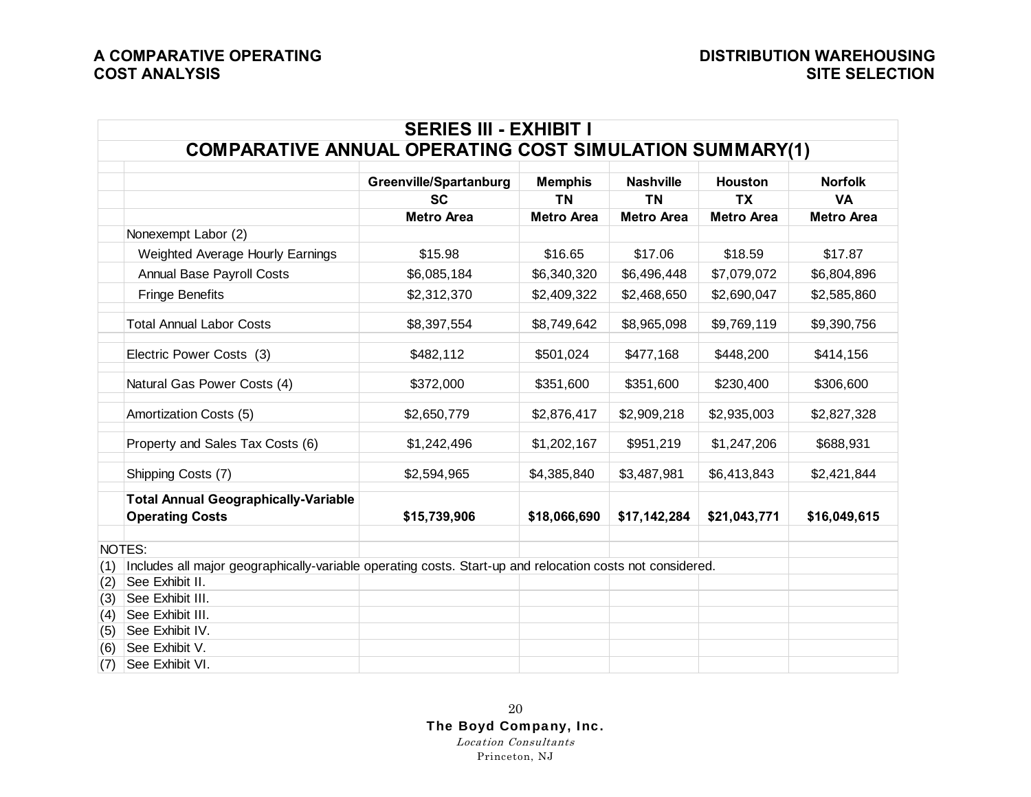## SERIES III - EXHIBIT I

## COMPARATIVE ANNUAL OPERATING COST SIMULATION SUMMARY(1)

| | Greenville/Spartanburg SC Metro Area | Memphis TN Metro Area | Nashville TN Metro Area | Houston TX Metro Area | Norfolk VA Metro Area |
|---|---|---|---|---|---|
| Nonexempt Labor (2) | | | | | |
| Weighted Average Hourly Earnings | $15.98 | $16.65 | $17.06 | $18.59 | $17.87 |
| Annual Base Payroll Costs | $6,085,184 | $6,340,320 | $6,496,448 | $7,079,072 | $6,804,896 |
| Fringe Benefits | $2,312,370 | $2,409,322 | $2,468,650 | $2,690,047 | $2,585,860 |
| Total Annual Labor Costs | $8,397,554 | $8,749,642 | $8,965,098 | $9,769,119 | $9,390,756 |
| Electric Power Costs (3) | $482,112 | $501,024 | $477,168 | $448,200 | $414,156 |
| Natural Gas Power Costs (4) | $372,000 | $351,600 | $351,600 | $230,400 | $306,600 |
| Amortization Costs (5) | $2,650,779 | $2,876,417 | $2,909,218 | $2,935,003 | $2,827,328 |
| Property and Sales Tax Costs (6) | $1,242,496 | $1,202,167 | $951,219 | $1,247,206 | $688,931 |
| Shipping Costs (7) | $2,594,965 | $4,385,840 | $3,487,981 | $6,413,843 | $2,421,844 |
| **Total Annual Geographically-Variable Operating Costs** | **$15,739,906** | **$18,066,690** | **$17,142,284** | **$21,043,771** | **$16,049,615** |

NOTES:

(1) Includes all major geographically-variable operating costs. Start-up and relocation costs not considered.

(2) See Exhibit II.

(3) See Exhibit III.

(4) See Exhibit III.

(5) See Exhibit IV.

(6) See Exhibit V.

(7) See Exhibit VI.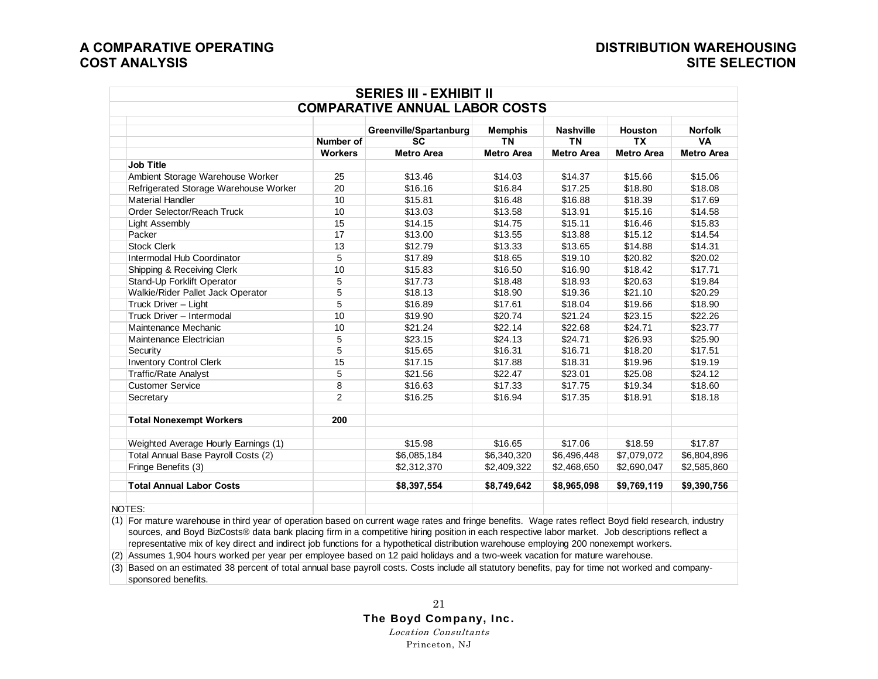## SERIES III - EXHIBIT II
## COMPARATIVE ANNUAL LABOR COSTS

| | Number of Workers | Greenville/Spartanburg SC Metro Area | Memphis TN Metro Area | Nashville TN Metro Area | Houston TX Metro Area | Norfolk VA Metro Area |
|---|---|---|---|---|---|---|
| **Job Title** | | | | | | |
| Ambient Storage Warehouse Worker | 25 | $13.46 | $14.03 | $14.37 | $15.66 | $15.06 |
| Refrigerated Storage Warehouse Worker | 20 | $16.16 | $16.84 | $17.25 | $18.80 | $18.08 |
| Material Handler | 10 | $15.81 | $16.48 | $16.88 | $18.39 | $17.69 |
| Order Selector/Reach Truck | 10 | $13.03 | $13.58 | $13.91 | $15.16 | $14.58 |
| Light Assembly | 15 | $14.15 | $14.75 | $15.11 | $16.46 | $15.83 |
| Packer | 17 | $13.00 | $13.55 | $13.88 | $15.12 | $14.54 |
| Stock Clerk | 13 | $12.79 | $13.33 | $13.65 | $14.88 | $14.31 |
| Intermodal Hub Coordinator | 5 | $17.89 | $18.65 | $19.10 | $20.82 | $20.02 |
| Shipping & Receiving Clerk | 10 | $15.83 | $16.50 | $16.90 | $18.42 | $17.71 |
| Stand-Up Forklift Operator | 5 | $17.73 | $18.48 | $18.93 | $20.63 | $19.84 |
| Walkie/Rider Pallet Jack Operator | 5 | $18.13 | $18.90 | $19.36 | $21.10 | $20.29 |
| Truck Driver – Light | 5 | $16.89 | $17.61 | $18.04 | $19.66 | $18.90 |
| Truck Driver – Intermodal | 10 | $19.90 | $20.74 | $21.24 | $23.15 | $22.26 |
| Maintenance Mechanic | 10 | $21.24 | $22.14 | $22.68 | $24.71 | $23.77 |
| Maintenance Electrician | 5 | $23.15 | $24.13 | $24.71 | $26.93 | $25.90 |
| Security | 5 | $15.65 | $16.31 | $16.71 | $18.20 | $17.51 |
| Inventory Control Clerk | 15 | $17.15 | $17.88 | $18.31 | $19.96 | $19.19 |
| Traffic/Rate Analyst | 5 | $21.56 | $22.47 | $23.01 | $25.08 | $24.12 |
| Customer Service | 8 | $16.63 | $17.33 | $17.75 | $19.34 | $18.60 |
| Secretary | 2 | $16.25 | $16.94 | $17.35 | $18.91 | $18.18 |
| **Total Nonexempt Workers** | **200** | | | | | |
| Weighted Average Hourly Earnings (1) | | $15.98 | $16.65 | $17.06 | $18.59 | $17.87 |
| Total Annual Base Payroll Costs (2) | | $6,085,184 | $6,340,320 | $6,496,448 | $7,079,072 | $6,804,896 |
| Fringe Benefits (3) | | $2,312,370 | $2,409,322 | $2,468,650 | $2,690,047 | $2,585,860 |
| **Total Annual Labor Costs** | | **$8,397,554** | **$8,749,642** | **$8,965,098** | **$9,769,119** | **$9,390,756** |

NOTES:

(1) For mature warehouse in third year of operation based on current wage rates and fringe benefits. Wage rates reflect Boyd field research, industry sources, and Boyd BizCosts® data bank placing firm in a competitive hiring position in each respective labor market. Job descriptions reflect a representative mix of key direct and indirect job functions for a hypothetical distribution warehouse employing 200 nonexempt workers.

(2) Assumes 1,904 hours worked per year per employee based on 12 paid holidays and a two-week vacation for mature warehouse.

(3) Based on an estimated 38 percent of total annual base payroll costs. Costs include all statutory benefits, pay for time not worked and company-sponsored benefits.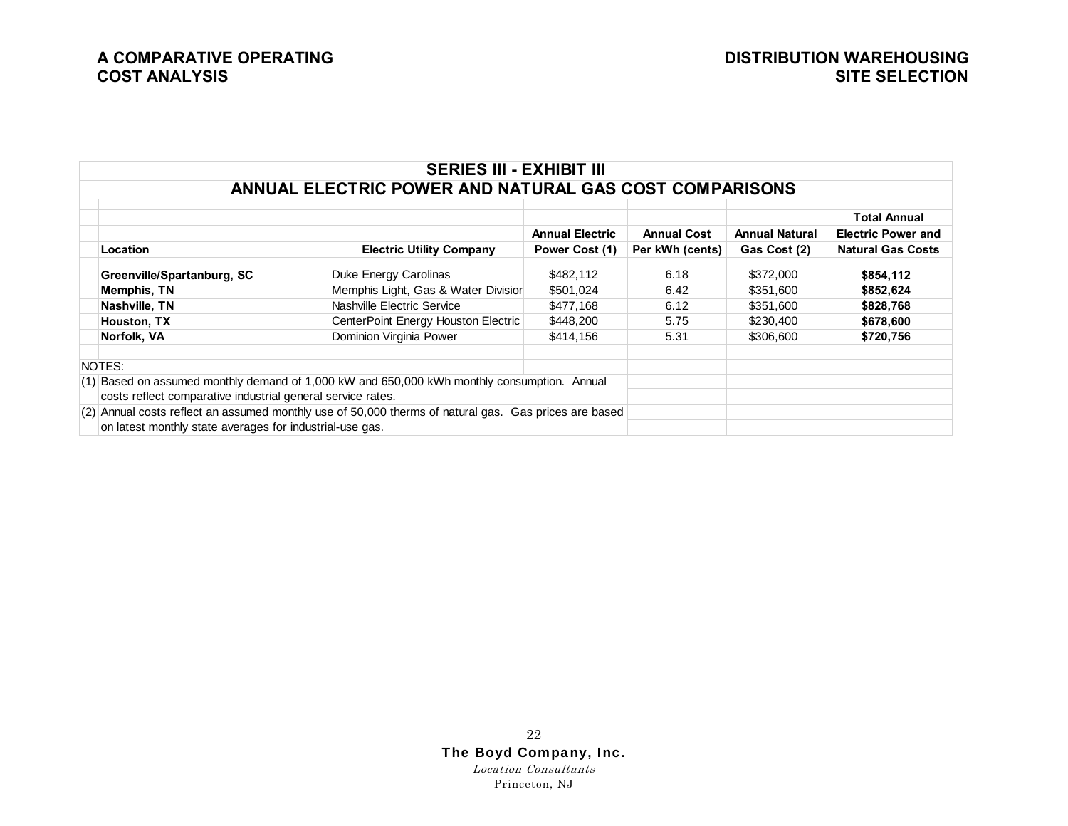## SERIES III - EXHIBIT III
## ANNUAL ELECTRIC POWER AND NATURAL GAS COST COMPARISONS

| Location | Electric Utility Company | Annual Electric Power Cost (1) | Annual Cost Per kWh (cents) | Annual Natural Gas Cost (2) | Total Annual Electric Power and Natural Gas Costs |
|---|---|---|---|---|---|
| **Greenville/Spartanburg, SC** | Duke Energy Carolinas | $482,112 | 6.18 | $372,000 | **$854,112** |
| **Memphis, TN** | Memphis Light, Gas & Water Division | $501,024 | 6.42 | $351,600 | **$852,624** |
| **Nashville, TN** | Nashville Electric Service | $477,168 | 6.12 | $351,600 | **$828,768** |
| **Houston, TX** | CenterPoint Energy Houston Electric | $448,200 | 5.75 | $230,400 | **$678,600** |
| **Norfolk, VA** | Dominion Virginia Power | $414,156 | 5.31 | $306,600 | **$720,756** |

NOTES:

(1) Based on assumed monthly demand of 1,000 kW and 650,000 kWh monthly consumption. Annual costs reflect comparative industrial general service rates.

(2) Annual costs reflect an assumed monthly use of 50,000 therms of natural gas. Gas prices are based on latest monthly state averages for industrial-use gas.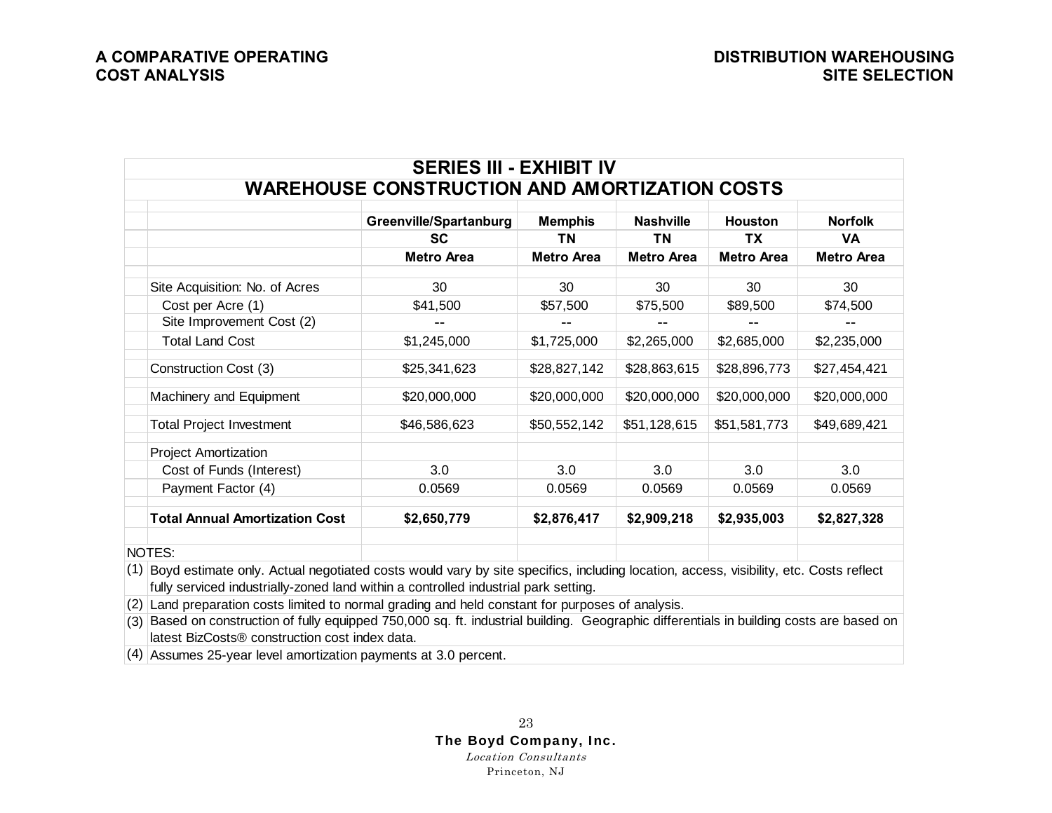## SERIES III - EXHIBIT IV
## WAREHOUSE CONSTRUCTION AND AMORTIZATION COSTS

| | Greenville/Spartanburg SC Metro Area | Memphis TN Metro Area | Nashville TN Metro Area | Houston TX Metro Area | Norfolk VA Metro Area |
|---|---|---|---|---|---|
| Site Acquisition: No. of Acres | 30 | 30 | 30 | 30 | 30 |
| Cost per Acre (1) | $41,500 | $57,500 | $75,500 | $89,500 | $74,500 |
| Site Improvement Cost (2) | -- | -- | -- | -- | -- |
| Total Land Cost | $1,245,000 | $1,725,000 | $2,265,000 | $2,685,000 | $2,235,000 |
| Construction Cost (3) | $25,341,623 | $28,827,142 | $28,863,615 | $28,896,773 | $27,454,421 |
| Machinery and Equipment | $20,000,000 | $20,000,000 | $20,000,000 | $20,000,000 | $20,000,000 |
| Total Project Investment | $46,586,623 | $50,552,142 | $51,128,615 | $51,581,773 | $49,689,421 |
| Project Amortization | | | | | |
| Cost of Funds (Interest) | 3.0 | 3.0 | 3.0 | 3.0 | 3.0 |
| Payment Factor (4) | 0.0569 | 0.0569 | 0.0569 | 0.0569 | 0.0569 |
| **Total Annual Amortization Cost** | **$2,650,779** | **$2,876,417** | **$2,909,218** | **$2,935,003** | **$2,827,328** |

NOTES:

(1) Boyd estimate only. Actual negotiated costs would vary by site specifics, including location, access, visibility, etc. Costs reflect fully serviced industrially-zoned land within a controlled industrial park setting.

(2) Land preparation costs limited to normal grading and held constant for purposes of analysis.

(3) Based on construction of fully equipped 750,000 sq. ft. industrial building. Geographic differentials in building costs are based on latest BizCosts® construction cost index data.

(4) Assumes 25-year level amortization payments at 3.0 percent.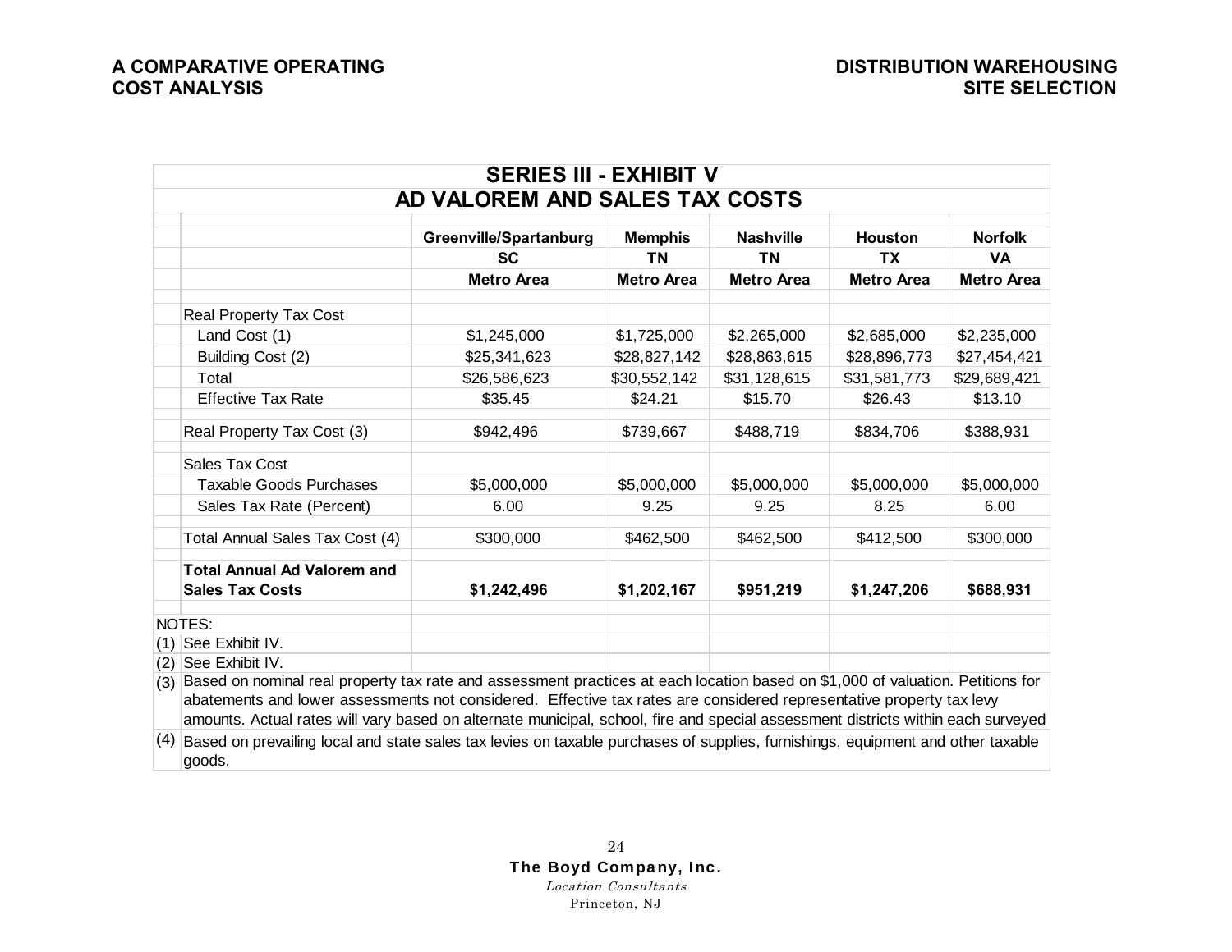## SERIES III - EXHIBIT V
## AD VALOREM AND SALES TAX COSTS

| | Greenville/Spartanburg SC Metro Area | Memphis TN Metro Area | Nashville TN Metro Area | Houston TX Metro Area | Norfolk VA Metro Area |
|---|---|---|---|---|---|
| Real Property Tax Cost | | | | | |
| Land Cost (1) | $1,245,000 | $1,725,000 | $2,265,000 | $2,685,000 | $2,235,000 |
| Building Cost (2) | $25,341,623 | $28,827,142 | $28,863,615 | $28,896,773 | $27,454,421 |
| Total | $26,586,623 | $30,552,142 | $31,128,615 | $31,581,773 | $29,689,421 |
| Effective Tax Rate | $35.45 | $24.21 | $15.70 | $26.43 | $13.10 |
| Real Property Tax Cost (3) | $942,496 | $739,667 | $488,719 | $834,706 | $388,931 |
| Sales Tax Cost | | | | | |
| Taxable Goods Purchases | $5,000,000 | $5,000,000 | $5,000,000 | $5,000,000 | $5,000,000 |
| Sales Tax Rate (Percent) | 6.00 | 9.25 | 9.25 | 8.25 | 6.00 |
| Total Annual Sales Tax Cost (4) | $300,000 | $462,500 | $462,500 | $412,500 | $300,000 |
| **Total Annual Ad Valorem and Sales Tax Costs** | **$1,242,496** | **$1,202,167** | **$951,219** | **$1,247,206** | **$688,931** |

NOTES:

(1) See Exhibit IV.

(2) See Exhibit IV.

(3) Based on nominal real property tax rate and assessment practices at each location based on $1,000 of valuation. Petitions for abatements and lower assessments not considered. Effective tax rates are considered representative property tax levy amounts. Actual rates will vary based on alternate municipal, school, fire and special assessment districts within each surveyed

(4) Based on prevailing local and state sales tax levies on taxable purchases of supplies, furnishings, equipment and other taxable goods.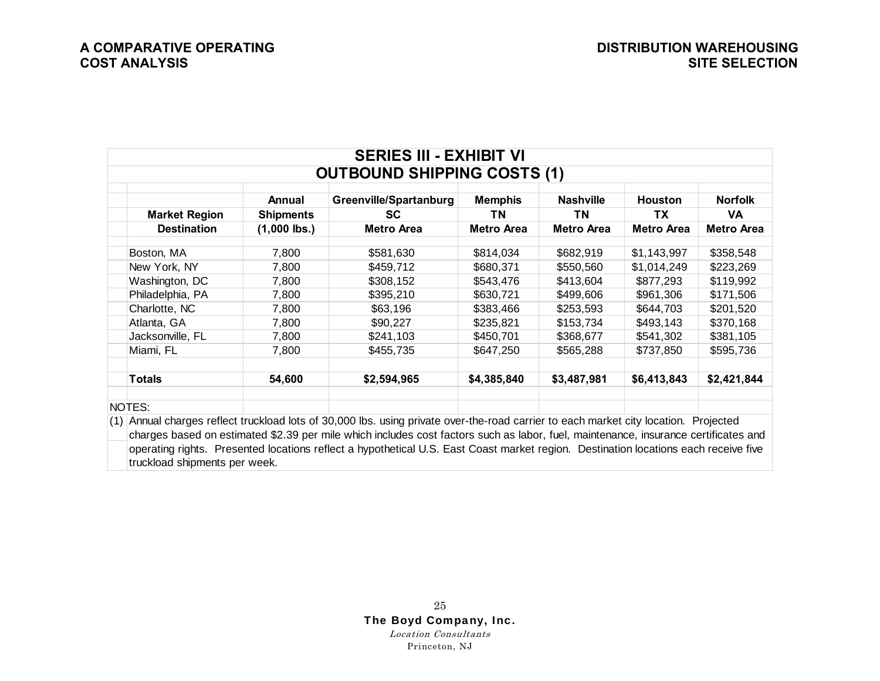## SERIES III - EXHIBIT VI
## OUTBOUND SHIPPING COSTS (1)

| Market Region Destination | Annual Shipments (1,000 lbs.) | Greenville/Spartanburg SC Metro Area | Memphis TN Metro Area | Nashville TN Metro Area | Houston TX Metro Area | Norfolk VA Metro Area |
|---|---|---|---|---|---|---|
| Boston, MA | 7,800 | $581,630 | $814,034 | $682,919 | $1,143,997 | $358,548 |
| New York, NY | 7,800 | $459,712 | $680,371 | $550,560 | $1,014,249 | $223,269 |
| Washington, DC | 7,800 | $308,152 | $543,476 | $413,604 | $877,293 | $119,992 |
| Philadelphia, PA | 7,800 | $395,210 | $630,721 | $499,606 | $961,306 | $171,506 |
| Charlotte, NC | 7,800 | $63,196 | $383,466 | $253,593 | $644,703 | $201,520 |
| Atlanta, GA | 7,800 | $90,227 | $235,821 | $153,734 | $493,143 | $370,168 |
| Jacksonville, FL | 7,800 | $241,103 | $450,701 | $368,677 | $541,302 | $381,105 |
| Miami, FL | 7,800 | $455,735 | $647,250 | $565,288 | $737,850 | $595,736 |
| **Totals** | **54,600** | **$2,594,965** | **$4,385,840** | **$3,487,981** | **$6,413,843** | **$2,421,844** |

NOTES:

(1) Annual charges reflect truckload lots of 30,000 lbs. using private over-the-road carrier to each market city location. Projected charges based on estimated $2.39 per mile which includes cost factors such as labor, fuel, maintenance, insurance certificates and operating rights. Presented locations reflect a hypothetical U.S. East Coast market region. Destination locations each receive five truckload shipments per week.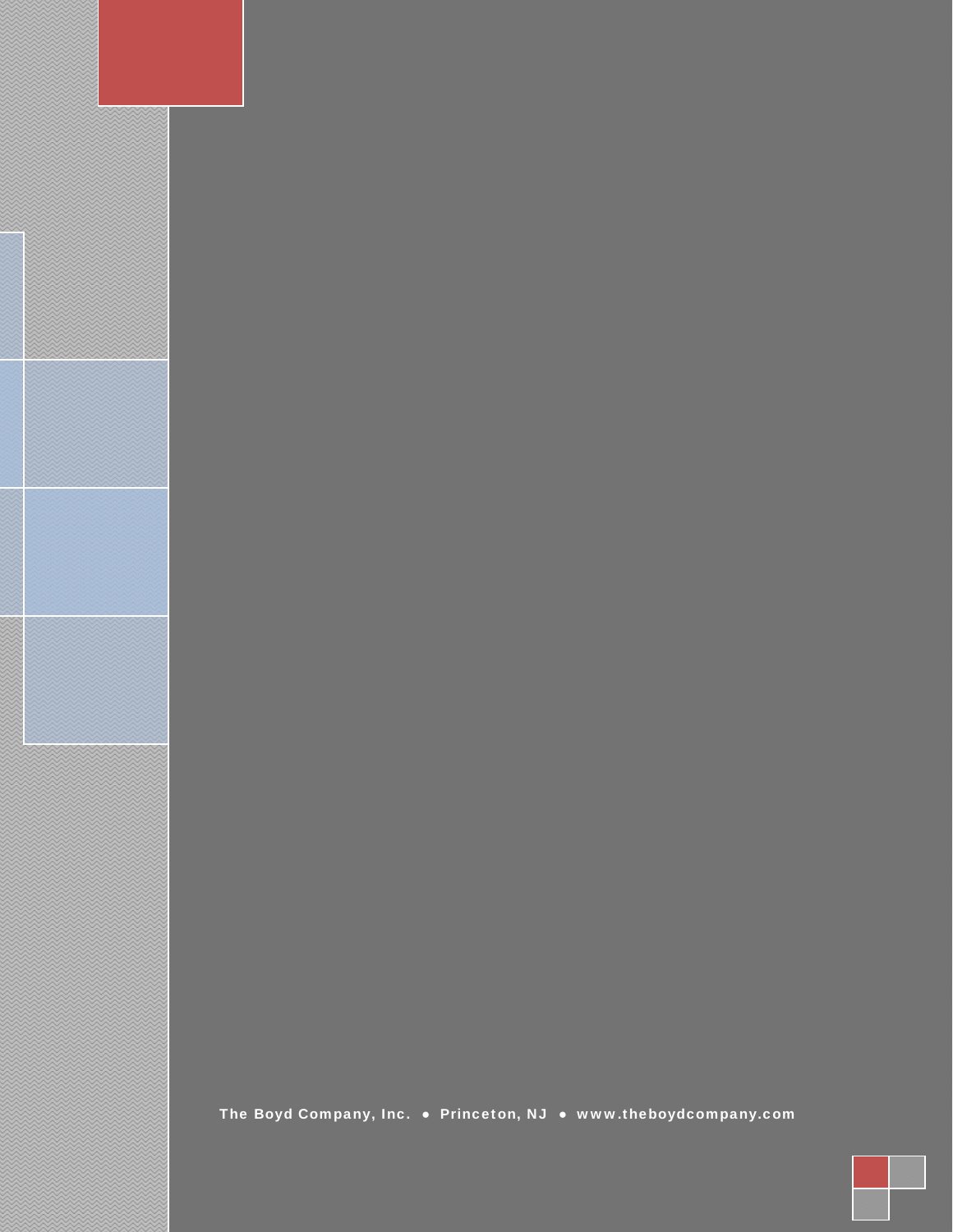**The Boyd Company, Inc. ● Princeton, NJ ● www.theboydcompany.com**